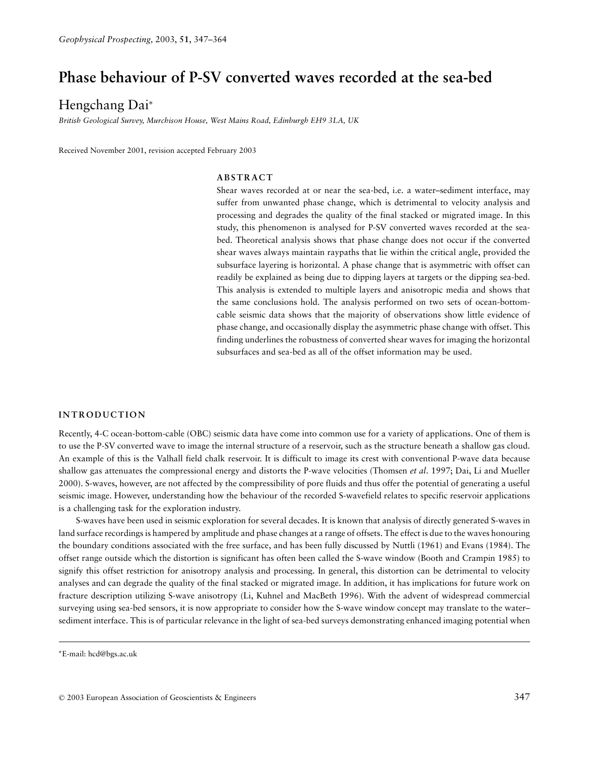# Phase behaviour of P-SV converted waves recorded at the sea-bed

Hengchang Dai*

*British Geological Survey, Murchison House, West Mains Road, Edinburgh EH9 3LA, UK*

Received November 2001, revision accepted February 2003

## ABSTRACT

Shear waves recorded at or near the sea-bed, i.e. a water–sediment interface, may suffer from unwanted phase change, which is detrimental to velocity analysis and processing and degrades the quality of the final stacked or migrated image. In this study, this phenomenon is analysed for P-SV converted waves recorded at the sea-bed. Theoretical analysis shows that phase change does not occur if the converted shear waves always maintain raypaths that lie within the critical angle, provided the subsurface layering is horizontal. A phase change that is asymmetric with offset can readily be explained as being due to dipping layers at targets or the dipping sea-bed. This analysis is extended to multiple layers and anisotropic media and shows that the same conclusions hold. The analysis performed on two sets of ocean-bottom-cable seismic data shows that the majority of observations show little evidence of phase change, and occasionally display the asymmetric phase change with offset. This finding underlines the robustness of converted shear waves for imaging the horizontal subsurfaces and sea-bed as all of the offset information may be used.

## INTRODUCTION

Recently, 4-C ocean-bottom-cable (OBC) seismic data have come into common use for a variety of applications. One of them is to use the P-SV converted wave to image the internal structure of a reservoir, such as the structure beneath a shallow gas cloud. An example of this is the Valhall field chalk reservoir. It is difficult to image its crest with conventional P-wave data because shallow gas attenuates the compressional energy and distorts the P-wave velocities (Thomsen *et al*. 1997; Dai, Li and Mueller 2000). S-waves, however, are not affected by the compressibility of pore fluids and thus offer the potential of generating a useful seismic image. However, understanding how the behaviour of the recorded S-wavefield relates to specific reservoir applications is a challenging task for the exploration industry.

S-waves have been used in seismic exploration for several decades. It is known that analysis of directly generated S-waves in land surface recordings is hampered by amplitude and phase changes at a range of offsets. The effect is due to the waves honouring the boundary conditions associated with the free surface, and has been fully discussed by Nuttli (1961) and Evans (1984). The offset range outside which the distortion is significant has often been called the S-wave window (Booth and Crampin 1985) to signify this offset restriction for anisotropy analysis and processing. In general, this distortion can be detrimental to velocity analyses and can degrade the quality of the final stacked or migrated image. In addition, it has implications for future work on fracture description utilizing S-wave anisotropy (Li, Kuhnel and MacBeth 1996). With the advent of widespread commercial surveying using sea-bed sensors, it is now appropriate to consider how the S-wave window concept may translate to the water–sediment interface. This is of particular relevance in the light of sea-bed surveys demonstrating enhanced imaging potential when

*E-mail: hcd@bgs.ac.uk

© 2003 European Association of Geoscientists & Engineers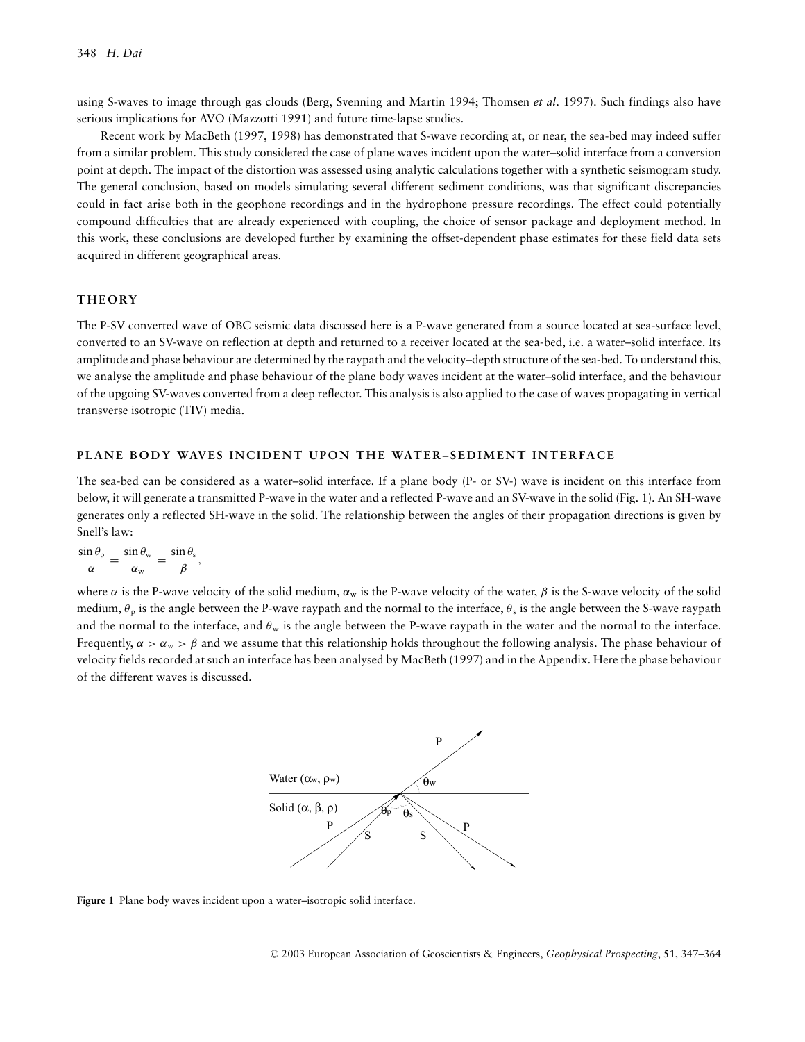using S-waves to image through gas clouds (Berg, Svenning and Martin 1994; Thomsen *et al*. 1997). Such findings also have serious implications for AVO (Mazzotti 1991) and future time-lapse studies.

Recent work by MacBeth (1997, 1998) has demonstrated that S-wave recording at, or near, the sea-bed may indeed suffer from a similar problem. This study considered the case of plane waves incident upon the water–solid interface from a conversion point at depth. The impact of the distortion was assessed using analytic calculations together with a synthetic seismogram study. The general conclusion, based on models simulating several different sediment conditions, was that significant discrepancies could in fact arise both in the geophone recordings and in the hydrophone pressure recordings. The effect could potentially compound difficulties that are already experienced with coupling, the choice of sensor package and deployment method. In this work, these conclusions are developed further by examining the offset-dependent phase estimates for these field data sets acquired in different geographical areas.

## THEORY

The P-SV converted wave of OBC seismic data discussed here is a P-wave generated from a source located at sea-surface level, converted to an SV-wave on reflection at depth and returned to a receiver located at the sea-bed, i.e. a water–solid interface. Its amplitude and phase behaviour are determined by the raypath and the velocity–depth structure of the sea-bed. To understand this, we analyse the amplitude and phase behaviour of the plane body waves incident at the water–solid interface, and the behaviour of the upgoing SV-waves converted from a deep reflector. This analysis is also applied to the case of waves propagating in vertical transverse isotropic (TIV) media.

## PLANE BODY WAVES INCIDENT UPON THE WATER–SEDIMENT INTERFACE

The sea-bed can be considered as a water–solid interface. If a plane body (P- or SV-) wave is incident on this interface from below, it will generate a transmitted P-wave in the water and a reflected P-wave and an SV-wave in the solid (Fig. 1). An SH-wave generates only a reflected SH-wave in the solid. The relationship between the angles of their propagation directions is given by Snell's law:

$$\frac{\sin\theta_\mathrm{p}}{\alpha} = \frac{\sin\theta_\mathrm{w}}{\alpha_\mathrm{w}} = \frac{\sin\theta_\mathrm{s}}{\beta},$$

where $\alpha$ is the P-wave velocity of the solid medium, $\alpha_\mathrm{w}$ is the P-wave velocity of the water, $\beta$ is the S-wave velocity of the solid medium, $\theta_\mathrm{p}$ is the angle between the P-wave raypath and the normal to the interface, $\theta_\mathrm{s}$ is the angle between the S-wave raypath and the normal to the interface, and $\theta_\mathrm{w}$ is the angle between the P-wave raypath in the water and the normal to the interface. Frequently, $\alpha > \alpha_\mathrm{w} > \beta$ and we assume that this relationship holds throughout the following analysis. The phase behaviour of velocity fields recorded at such an interface has been analysed by MacBeth (1997) and in the Appendix. Here the phase behaviour of the different waves is discussed.

**Figure 1** Plane body waves incident upon a water–isotropic solid interface.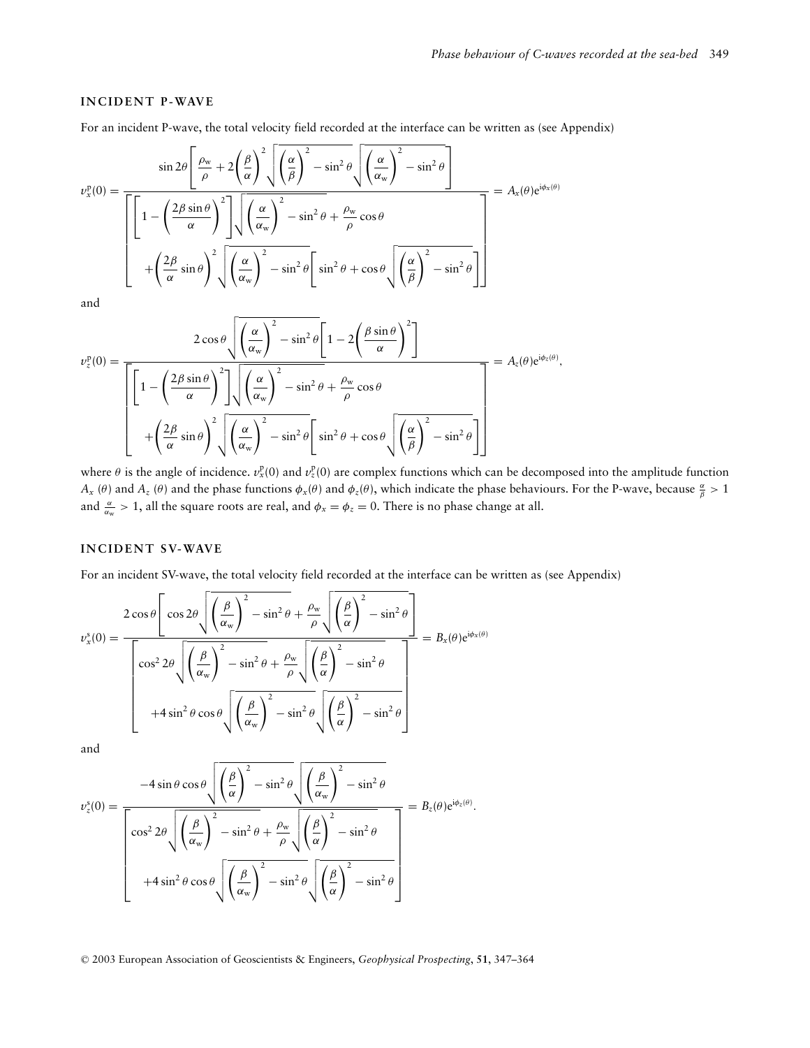### INCIDENT P-WAVE

For an incident P-wave, the total velocity field recorded at the interface can be written as (see Appendix)

$$
v_x^{\mathrm{p}}(0) = \frac{\sin 2\theta\left[\dfrac{\rho_{\mathrm{w}}}{\rho} + 2\left(\dfrac{\beta}{\alpha}\right)^2\sqrt{\left(\dfrac{\alpha}{\beta}\right)^2 - \sin^2\theta}\sqrt{\left(\dfrac{\alpha}{\alpha_{\mathrm{w}}}\right)^2 - \sin^2\theta}\right]}{\left[\begin{array}{l}\left[1 - \left(\dfrac{2\beta\sin\theta}{\alpha}\right)^2\right]\sqrt{\left(\dfrac{\alpha}{\alpha_{\mathrm{w}}}\right)^2 - \sin^2\theta} + \dfrac{\rho_{\mathrm{w}}}{\rho}\cos\theta \\ \quad + \left(\dfrac{2\beta}{\alpha}\sin\theta\right)^2\sqrt{\left(\dfrac{\alpha}{\alpha_{\mathrm{w}}}\right)^2 - \sin^2\theta}\left[\sin^2\theta + \cos\theta\sqrt{\left(\dfrac{\alpha}{\beta}\right)^2 - \sin^2\theta}\right]\end{array}\right]} = A_x(\theta)\mathrm{e}^{\mathrm{i}\phi_x(\theta)}
$$

and

$$
v_z^{\mathrm{p}}(0) = \frac{2\cos\theta\sqrt{\left(\dfrac{\alpha}{\alpha_{\mathrm{w}}}\right)^2 - \sin^2\theta}\left[1 - 2\left(\dfrac{\beta\sin\theta}{\alpha}\right)^2\right]}{\left[\begin{array}{l}\left[1 - \left(\dfrac{2\beta\sin\theta}{\alpha}\right)^2\right]\sqrt{\left(\dfrac{\alpha}{\alpha_{\mathrm{w}}}\right)^2 - \sin^2\theta} + \dfrac{\rho_{\mathrm{w}}}{\rho}\cos\theta \\ \quad + \left(\dfrac{2\beta}{\alpha}\sin\theta\right)^2\sqrt{\left(\dfrac{\alpha}{\alpha_{\mathrm{w}}}\right)^2 - \sin^2\theta}\left[\sin^2\theta + \cos\theta\sqrt{\left(\dfrac{\alpha}{\beta}\right)^2 - \sin^2\theta}\right]\end{array}\right]} = A_z(\theta)\mathrm{e}^{\mathrm{i}\phi_z(\theta)},
$$

where $\theta$ is the angle of incidence. $v_x^{\mathrm{p}}(0)$ and $v_z^{\mathrm{p}}(0)$ are complex functions which can be decomposed into the amplitude function $A_x(\theta)$ and $A_z(\theta)$ and the phase functions $\phi_x(\theta)$ and $\phi_z(\theta)$, which indicate the phase behaviours. For the P-wave, because $\frac{\alpha}{\beta} > 1$ and $\frac{\alpha}{\alpha_{\mathrm{w}}} > 1$, all the square roots are real, and $\phi_x = \phi_z = 0$. There is no phase change at all.

### INCIDENT SV-WAVE

For an incident SV-wave, the total velocity field recorded at the interface can be written as (see Appendix)

$$
v_x^{\mathrm{s}}(0) = \frac{2\cos\theta\left[\cos 2\theta\sqrt{\left(\dfrac{\beta}{\alpha_{\mathrm{w}}}\right)^2 - \sin^2\theta} + \dfrac{\rho_{\mathrm{w}}}{\rho}\sqrt{\left(\dfrac{\beta}{\alpha}\right)^2 - \sin^2\theta}\right]}{\left[\begin{array}{l}\cos^2 2\theta\sqrt{\left(\dfrac{\beta}{\alpha_{\mathrm{w}}}\right)^2 - \sin^2\theta} + \dfrac{\rho_{\mathrm{w}}}{\rho}\sqrt{\left(\dfrac{\beta}{\alpha}\right)^2 - \sin^2\theta} \\ \quad + 4\sin^2\theta\cos\theta\sqrt{\left(\dfrac{\beta}{\alpha_{\mathrm{w}}}\right)^2 - \sin^2\theta}\sqrt{\left(\dfrac{\beta}{\alpha}\right)^2 - \sin^2\theta}\end{array}\right]} = B_x(\theta)\mathrm{e}^{\mathrm{i}\phi_x(\theta)}
$$

and

$$
v_z^{\mathrm{s}}(0) = \frac{-4\sin\theta\cos\theta\sqrt{\left(\dfrac{\beta}{\alpha}\right)^2 - \sin^2\theta}\sqrt{\left(\dfrac{\beta}{\alpha_{\mathrm{w}}}\right)^2 - \sin^2\theta}}{\left[\begin{array}{l}\cos^2 2\theta\sqrt{\left(\dfrac{\beta}{\alpha_{\mathrm{w}}}\right)^2 - \sin^2\theta} + \dfrac{\rho_{\mathrm{w}}}{\rho}\sqrt{\left(\dfrac{\beta}{\alpha}\right)^2 - \sin^2\theta} \\ \quad + 4\sin^2\theta\cos\theta\sqrt{\left(\dfrac{\beta}{\alpha_{\mathrm{w}}}\right)^2 - \sin^2\theta}\sqrt{\left(\dfrac{\beta}{\alpha}\right)^2 - \sin^2\theta}\end{array}\right]} = B_z(\theta)\mathrm{e}^{\mathrm{i}\phi_z(\theta)}.
$$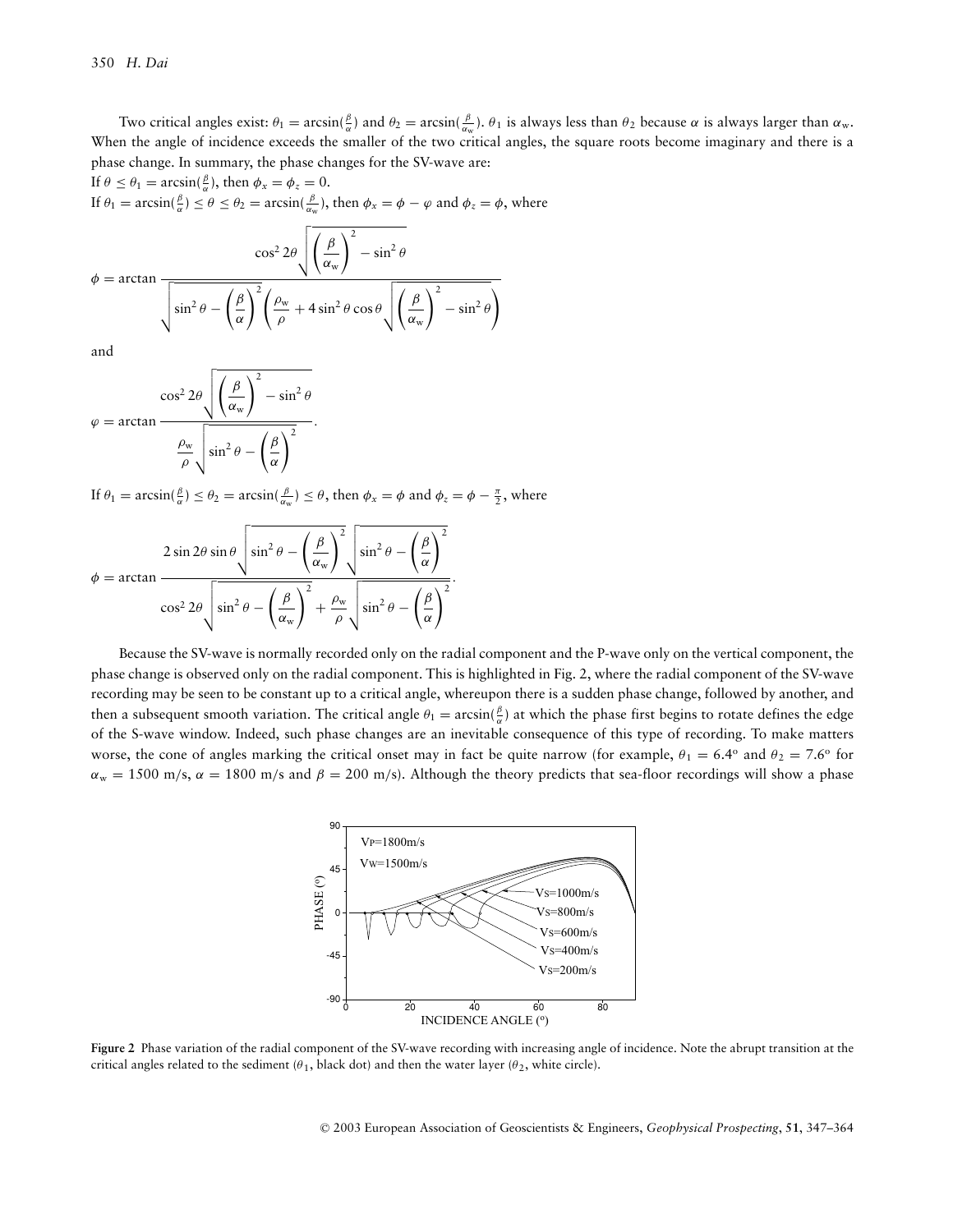Two critical angles exist: $\theta_1 = \arcsin(\frac{\beta}{\alpha})$ and $\theta_2 = \arcsin(\frac{\beta}{\alpha_w})$. $\theta_1$ is always less than $\theta_2$ because $\alpha$ is always larger than $\alpha_w$. When the angle of incidence exceeds the smaller of the two critical angles, the square roots become imaginary and there is a phase change. In summary, the phase changes for the SV-wave are:

If $\theta \le \theta_1 = \arcsin(\frac{\beta}{\alpha})$, then $\phi_x = \phi_z = 0$.

If $\theta_1 = \arcsin(\frac{\beta}{\alpha}) \le \theta \le \theta_2 = \arcsin(\frac{\beta}{\alpha_w})$, then $\phi_x = \phi - \varphi$ and $\phi_z = \phi$, where

$$\phi = \arctan \frac{\cos^2 2\theta \sqrt{\left(\frac{\beta}{\alpha_w}\right)^2 - \sin^2\theta}}{\sqrt{\sin^2\theta - \left(\frac{\beta}{\alpha}\right)^2}\left(\frac{\rho_w}{\rho} + 4\sin^2\theta\cos\theta\sqrt{\left(\frac{\beta}{\alpha_w}\right)^2 - \sin^2\theta}\right)}$$

and

$$\varphi = \arctan \frac{\cos^2 2\theta \sqrt{\left(\frac{\beta}{\alpha_w}\right)^2 - \sin^2\theta}}{\frac{\rho_w}{\rho}\sqrt{\sin^2\theta - \left(\frac{\beta}{\alpha}\right)^2}}.$$

If $\theta_1 = \arcsin(\frac{\beta}{\alpha}) \le \theta_2 = \arcsin(\frac{\beta}{\alpha_w}) \le \theta$, then $\phi_x = \phi$ and $\phi_z = \phi - \frac{\pi}{2}$, where

$$\phi = \arctan \frac{2\sin 2\theta \sin\theta \sqrt{\sin^2\theta - \left(\frac{\beta}{\alpha_w}\right)^2}\sqrt{\sin^2\theta - \left(\frac{\beta}{\alpha}\right)^2}}{\cos^2 2\theta \sqrt{\sin^2\theta - \left(\frac{\beta}{\alpha_w}\right)^2} + \frac{\rho_w}{\rho}\sqrt{\sin^2\theta - \left(\frac{\beta}{\alpha}\right)^2}}.$$

Because the SV-wave is normally recorded only on the radial component and the P-wave only on the vertical component, the phase change is observed only on the radial component. This is highlighted in Fig. 2, where the radial component of the SV-wave recording may be seen to be constant up to a critical angle, whereupon there is a sudden phase change, followed by another, and then a subsequent smooth variation. The critical angle $\theta_1 = \arcsin(\frac{\beta}{\alpha})$ at which the phase first begins to rotate defines the edge of the S-wave window. Indeed, such phase changes are an inevitable consequence of this type of recording. To make matters worse, the cone of angles marking the critical onset may in fact be quite narrow (for example, $\theta_1 = 6.4^\circ$ and $\theta_2 = 7.6^\circ$ for $\alpha_w = 1500$ m/s, $\alpha = 1800$ m/s and $\beta = 200$ m/s). Although the theory predicts that sea-floor recordings will show a phase

**Figure 2** Phase variation of the radial component of the SV-wave recording with increasing angle of incidence. Note the abrupt transition at the critical angles related to the sediment ($\theta_1$, black dot) and then the water layer ($\theta_2$, white circle).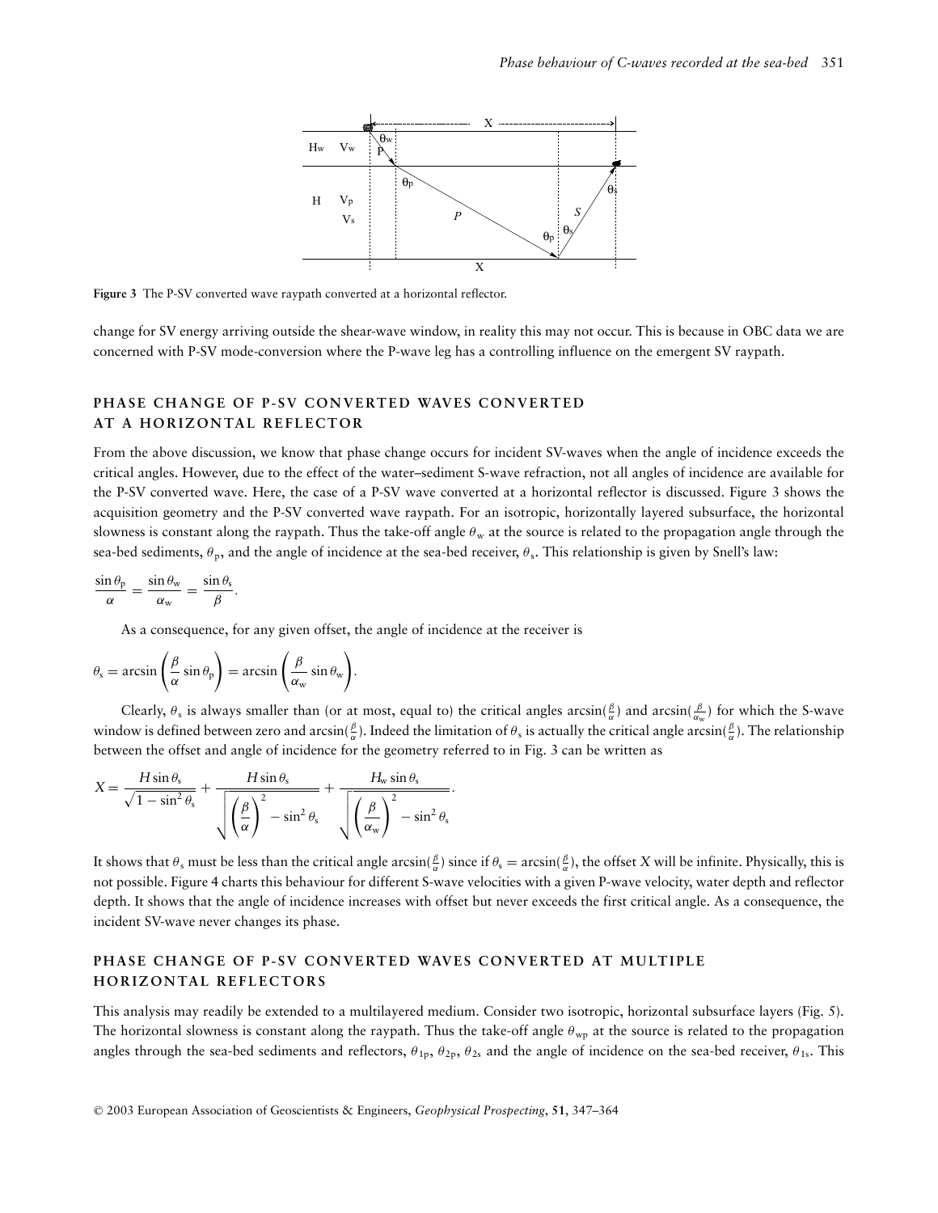Figure 3 The P-SV converted wave raypath converted at a horizontal reflector.

change for SV energy arriving outside the shear-wave window, in reality this may not occur. This is because in OBC data we are concerned with P-SV mode-conversion where the P-wave leg has a controlling influence on the emergent SV raypath.

## PHASE CHANGE OF P-SV CONVERTED WAVES CONVERTED AT A HORIZONTAL REFLECTOR

From the above discussion, we know that phase change occurs for incident SV-waves when the angle of incidence exceeds the critical angles. However, due to the effect of the water–sediment S-wave refraction, not all angles of incidence are available for the P-SV converted wave. Here, the case of a P-SV wave converted at a horizontal reflector is discussed. Figure 3 shows the acquisition geometry and the P-SV converted wave raypath. For an isotropic, horizontally layered subsurface, the horizontal slowness is constant along the raypath. Thus the take-off angle $\theta_w$ at the source is related to the propagation angle through the sea-bed sediments, $\theta_p$, and the angle of incidence at the sea-bed receiver, $\theta_s$. This relationship is given by Snell's law:

$$\frac{\sin\theta_p}{\alpha} = \frac{\sin\theta_w}{\alpha_w} = \frac{\sin\theta_s}{\beta}.$$

As a consequence, for any given offset, the angle of incidence at the receiver is

$$\theta_s = \arcsin\left(\frac{\beta}{\alpha}\sin\theta_p\right) = \arcsin\left(\frac{\beta}{\alpha_w}\sin\theta_w\right).$$

Clearly, $\theta_s$ is always smaller than (or at most, equal to) the critical angles $\arcsin(\frac{\beta}{\alpha})$ and $\arcsin(\frac{\beta}{\alpha_w})$ for which the S-wave window is defined between zero and $\arcsin(\frac{\beta}{\alpha})$. Indeed the limitation of $\theta_s$ is actually the critical angle $\arcsin(\frac{\beta}{\alpha})$. The relationship between the offset and angle of incidence for the geometry referred to in Fig. 3 can be written as

$$X = \frac{H\sin\theta_s}{\sqrt{1-\sin^2\theta_s}} + \frac{H\sin\theta_s}{\sqrt{\left(\frac{\beta}{\alpha}\right)^2 - \sin^2\theta_s}} + \frac{H_w\sin\theta_s}{\sqrt{\left(\frac{\beta}{\alpha_w}\right)^2 - \sin^2\theta_s}}.$$

It shows that $\theta_s$ must be less than the critical angle $\arcsin(\frac{\beta}{\alpha})$ since if $\theta_s = \arcsin(\frac{\beta}{\alpha})$, the offset $X$ will be infinite. Physically, this is not possible. Figure 4 charts this behaviour for different S-wave velocities with a given P-wave velocity, water depth and reflector depth. It shows that the angle of incidence increases with offset but never exceeds the first critical angle. As a consequence, the incident SV-wave never changes its phase.

## PHASE CHANGE OF P-SV CONVERTED WAVES CONVERTED AT MULTIPLE HORIZONTAL REFLECTORS

This analysis may readily be extended to a multilayered medium. Consider two isotropic, horizontal subsurface layers (Fig. 5). The horizontal slowness is constant along the raypath. Thus the take-off angle $\theta_{wp}$ at the source is related to the propagation angles through the sea-bed sediments and reflectors, $\theta_{1p}$, $\theta_{2p}$, $\theta_{2s}$ and the angle of incidence on the sea-bed receiver, $\theta_{1s}$. This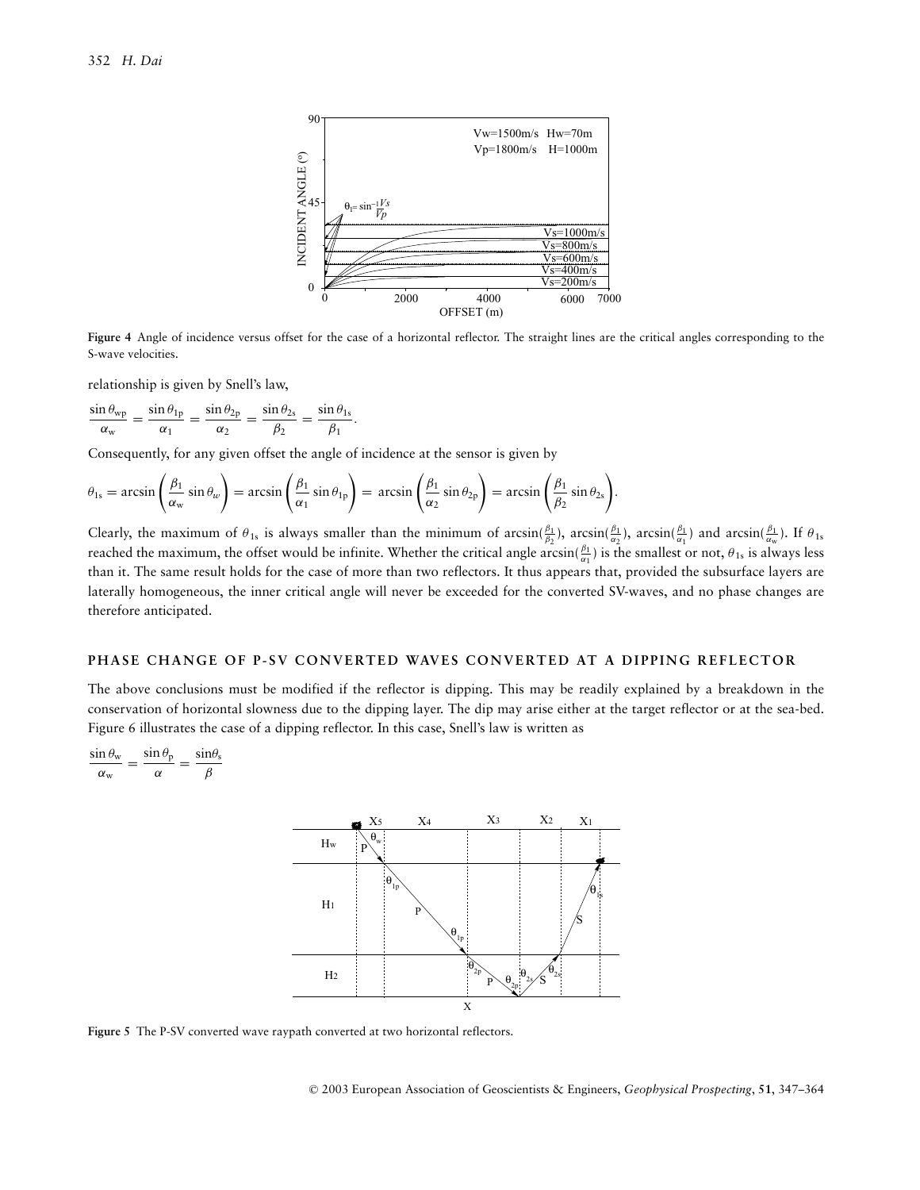**Figure 4** Angle of incidence versus offset for the case of a horizontal reflector. The straight lines are the critical angles corresponding to the S-wave velocities.

relationship is given by Snell's law,

$$\frac{\sin\theta_{\rm wp}}{\alpha_{\rm w}} = \frac{\sin\theta_{\rm 1p}}{\alpha_1} = \frac{\sin\theta_{\rm 2p}}{\alpha_2} = \frac{\sin\theta_{\rm 2s}}{\beta_2} = \frac{\sin\theta_{\rm 1s}}{\beta_1}.$$

Consequently, for any given offset the angle of incidence at the sensor is given by

$$\theta_{\rm 1s} = \arcsin\left(\frac{\beta_1}{\alpha_{\rm w}}\sin\theta_w\right) = \arcsin\left(\frac{\beta_1}{\alpha_1}\sin\theta_{\rm 1p}\right) = \arcsin\left(\frac{\beta_1}{\alpha_2}\sin\theta_{\rm 2p}\right) = \arcsin\left(\frac{\beta_1}{\beta_2}\sin\theta_{\rm 2s}\right).$$

Clearly, the maximum of $\theta_{\rm 1s}$ is always smaller than the minimum of $\arcsin(\frac{\beta_1}{\beta_2})$, $\arcsin(\frac{\beta_1}{\alpha_2})$, $\arcsin(\frac{\beta_1}{\alpha_1})$ and $\arcsin(\frac{\beta_1}{\alpha_{\rm w}})$. If $\theta_{\rm 1s}$ reached the maximum, the offset would be infinite. Whether the critical angle $\arcsin(\frac{\beta_1}{\alpha_1})$ is the smallest or not, $\theta_{\rm 1s}$ is always less than it. The same result holds for the case of more than two reflectors. It thus appears that, provided the subsurface layers are laterally homogeneous, the inner critical angle will never be exceeded for the converted SV-waves, and no phase changes are therefore anticipated.

## PHASE CHANGE OF P-SV CONVERTED WAVES CONVERTED AT A DIPPING REFLECTOR

The above conclusions must be modified if the reflector is dipping. This may be readily explained by a breakdown in the conservation of horizontal slowness due to the dipping layer. The dip may arise either at the target reflector or at the sea-bed. Figure 6 illustrates the case of a dipping reflector. In this case, Snell's law is written as

$$\frac{\sin\theta_{\rm w}}{\alpha_{\rm w}} = \frac{\sin\theta_{\rm p}}{\alpha} = \frac{\sin\theta_{\rm s}}{\beta}$$

**Figure 5** The P-SV converted wave raypath converted at two horizontal reflectors.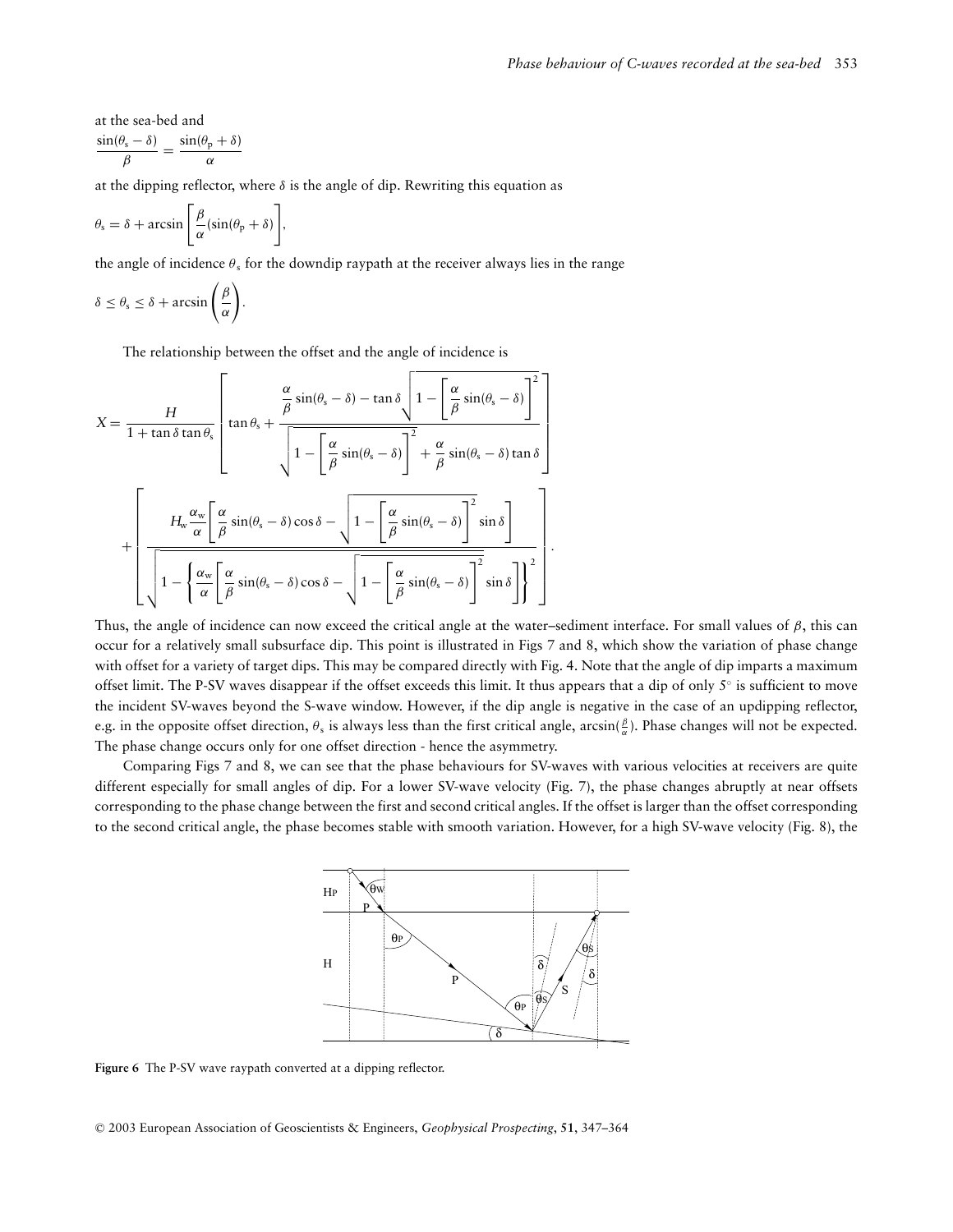at the sea-bed and

$$\frac{\sin(\theta_s - \delta)}{\beta} = \frac{\sin(\theta_p + \delta)}{\alpha}$$

at the dipping reflector, where $\delta$ is the angle of dip. Rewriting this equation as

$$\theta_s = \delta + \arcsin\left[\frac{\beta}{\alpha}(\sin(\theta_p + \delta)\right],$$

the angle of incidence $\theta_s$ for the downdip raypath at the receiver always lies in the range

$$\delta \leq \theta_s \leq \delta + \arcsin\left(\frac{\beta}{\alpha}\right).$$

The relationship between the offset and the angle of incidence is

$$X = \frac{H}{1 + \tan\delta\tan\theta_s}\left[\tan\theta_s + \frac{\frac{\alpha}{\beta}\sin(\theta_s - \delta) - \tan\delta\sqrt{1 - \left[\frac{\alpha}{\beta}\sin(\theta_s - \delta)\right]^2}}{\sqrt{1 - \left[\frac{\alpha}{\beta}\sin(\theta_s - \delta)\right]^2} + \frac{\alpha}{\beta}\sin(\theta_s - \delta)\tan\delta}\right]$$
$$+ \left[\frac{H_w\frac{\alpha_w}{\alpha}\left[\frac{\alpha}{\beta}\sin(\theta_s - \delta)\cos\delta - \sqrt{1 - \left[\frac{\alpha}{\beta}\sin(\theta_s - \delta)\right]^2}\sin\delta\right]}{\sqrt{1 - \left\{\frac{\alpha_w}{\alpha}\left[\frac{\alpha}{\beta}\sin(\theta_s - \delta)\cos\delta - \sqrt{1 - \left[\frac{\alpha}{\beta}\sin(\theta_s - \delta)\right]^2}\sin\delta\right]\right\}^2}}\right].$$

Thus, the angle of incidence can now exceed the critical angle at the water–sediment interface. For small values of $\beta$, this can occur for a relatively small subsurface dip. This point is illustrated in Figs 7 and 8, which show the variation of phase change with offset for a variety of target dips. This may be compared directly with Fig. 4. Note that the angle of dip imparts a maximum offset limit. The P-SV waves disappear if the offset exceeds this limit. It thus appears that a dip of only 5° is sufficient to move the incident SV-waves beyond the S-wave window. However, if the dip angle is negative in the case of an updipping reflector, e.g. in the opposite offset direction, $\theta_s$ is always less than the first critical angle, $\arcsin(\frac{\beta}{\alpha})$. Phase changes will not be expected. The phase change occurs only for one offset direction - hence the asymmetry.

Comparing Figs 7 and 8, we can see that the phase behaviours for SV-waves with various velocities at receivers are quite different especially for small angles of dip. For a lower SV-wave velocity (Fig. 7), the phase changes abruptly at near offsets corresponding to the phase change between the first and second critical angles. If the offset is larger than the offset corresponding to the second critical angle, the phase becomes stable with smooth variation. However, for a high SV-wave velocity (Fig. 8), the

**Figure 6** The P-SV wave raypath converted at a dipping reflector.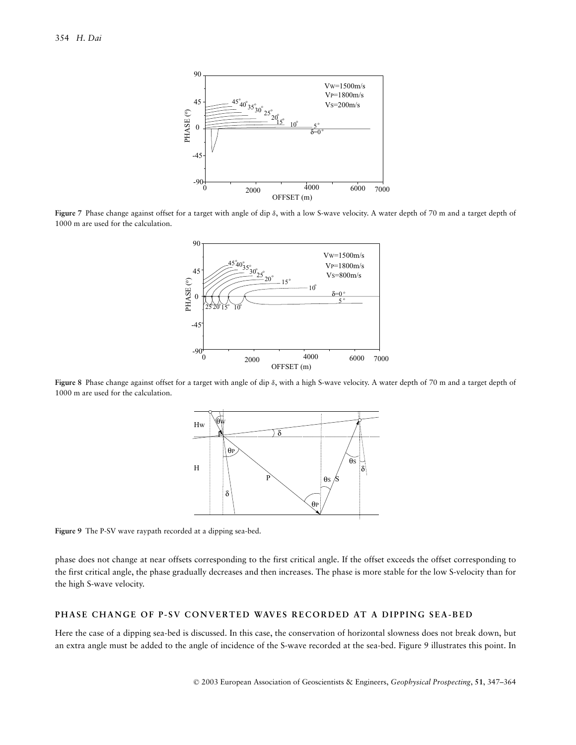**Figure 7** Phase change against offset for a target with angle of dip $\delta$, with a low S-wave velocity. A water depth of 70 m and a target depth of 1000 m are used for the calculation.

**Figure 8** Phase change against offset for a target with angle of dip $\delta$, with a high S-wave velocity. A water depth of 70 m and a target depth of 1000 m are used for the calculation.

**Figure 9** The P-SV wave raypath recorded at a dipping sea-bed.

phase does not change at near offsets corresponding to the first critical angle. If the offset exceeds the offset corresponding to the first critical angle, the phase gradually decreases and then increases. The phase is more stable for the low S-velocity than for the high S-wave velocity.

## PHASE CHANGE OF P-SV CONVERTED WAVES RECORDED AT A DIPPING SEA-BED

Here the case of a dipping sea-bed is discussed. In this case, the conservation of horizontal slowness does not break down, but an extra angle must be added to the angle of incidence of the S-wave recorded at the sea-bed. Figure 9 illustrates this point. In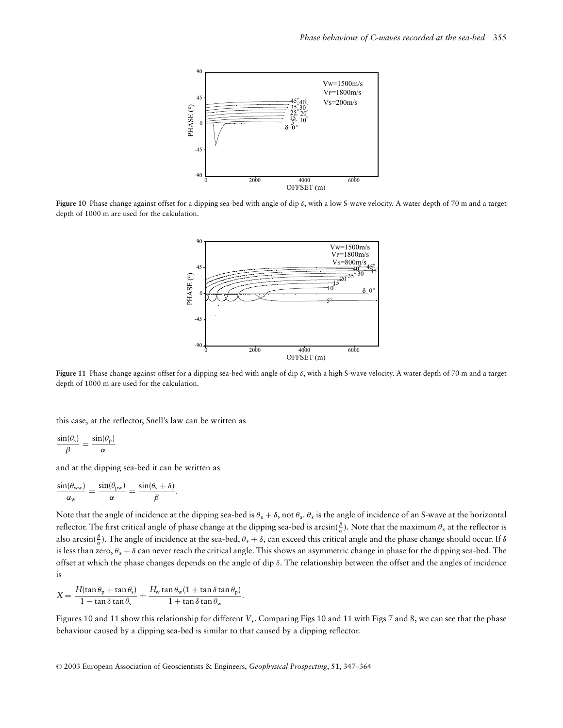**Figure 10** Phase change against offset for a dipping sea-bed with angle of dip $\delta$, with a low S-wave velocity. A water depth of 70 m and a target depth of 1000 m are used for the calculation.

**Figure 11** Phase change against offset for a dipping sea-bed with angle of dip $\delta$, with a high S-wave velocity. A water depth of 70 m and a target depth of 1000 m are used for the calculation.

this case, at the reflector, Snell's law can be written as

$$\frac{\sin(\theta_s)}{\beta} = \frac{\sin(\theta_p)}{\alpha}$$

and at the dipping sea-bed it can be written as

$$\frac{\sin(\theta_{ww})}{\alpha_w} = \frac{\sin(\theta_{pw})}{\alpha} = \frac{\sin(\theta_s + \delta)}{\beta}.$$

Note that the angle of incidence at the dipping sea-bed is $\theta_s + \delta$, not $\theta_s$. $\theta_s$ is the angle of incidence of an S-wave at the horizontal reflector. The first critical angle of phase change at the dipping sea-bed is $\arcsin(\frac{\beta}{\alpha})$. Note that the maximum $\theta_s$ at the reflector is also $\arcsin(\frac{\beta}{\alpha})$. The angle of incidence at the sea-bed, $\theta_s + \delta$, can exceed this critical angle and the phase change should occur. If $\delta$ is less than zero, $\theta_s + \delta$ can never reach the critical angle. This shows an asymmetric change in phase for the dipping sea-bed. The offset at which the phase changes depends on the angle of dip $\delta$. The relationship between the offset and the angles of incidence is

$$X = \frac{H(\tan\theta_p + \tan\theta_s)}{1 - \tan\delta\tan\theta_s} + \frac{H_w \tan\theta_w(1 + \tan\delta\tan\theta_p)}{1 + \tan\delta\tan\theta_w}.$$

Figures 10 and 11 show this relationship for different $V_s$. Comparing Figs 10 and 11 with Figs 7 and 8, we can see that the phase behaviour caused by a dipping sea-bed is similar to that caused by a dipping reflector.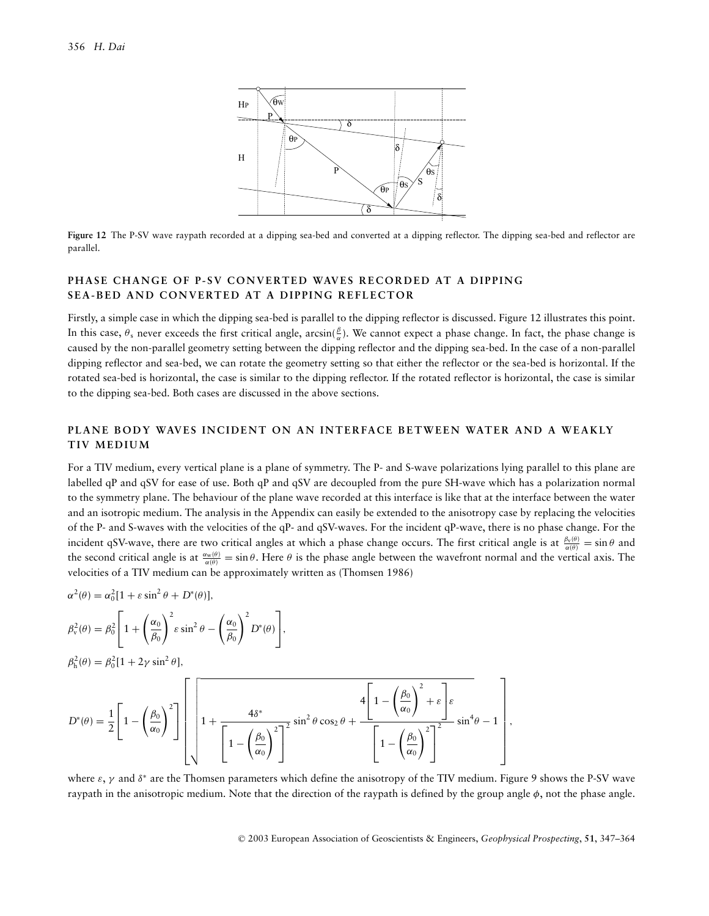**Figure 12** The P-SV wave raypath recorded at a dipping sea-bed and converted at a dipping reflector. The dipping sea-bed and reflector are parallel.

## PHASE CHANGE OF P-SV CONVERTED WAVES RECORDED AT A DIPPING SEA-BED AND CONVERTED AT A DIPPING REFLECTOR

Firstly, a simple case in which the dipping sea-bed is parallel to the dipping reflector is discussed. Figure 12 illustrates this point. In this case, $\theta_s$ never exceeds the first critical angle, $\arcsin(\frac{\beta}{\alpha})$. We cannot expect a phase change. In fact, the phase change is caused by the non-parallel geometry setting between the dipping reflector and the dipping sea-bed. In the case of a non-parallel dipping reflector and sea-bed, we can rotate the geometry setting so that either the reflector or the sea-bed is horizontal. If the rotated sea-bed is horizontal, the case is similar to the dipping reflector. If the rotated reflector is horizontal, the case is similar to the dipping sea-bed. Both cases are discussed in the above sections.

## PLANE BODY WAVES INCIDENT ON AN INTERFACE BETWEEN WATER AND A WEAKLY TIV MEDIUM

For a TIV medium, every vertical plane is a plane of symmetry. The P- and S-wave polarizations lying parallel to this plane are labelled qP and qSV for ease of use. Both qP and qSV are decoupled from the pure SH-wave which has a polarization normal to the symmetry plane. The behaviour of the plane wave recorded at this interface is like that at the interface between the water and an isotropic medium. The analysis in the Appendix can easily be extended to the anisotropy case by replacing the velocities of the P- and S-waves with the velocities of the qP- and qSV-waves. For the incident qP-wave, there is no phase change. For the incident qSV-wave, there are two critical angles at which a phase change occurs. The first critical angle is at $\frac{\beta_v(\theta)}{\alpha(\theta)} = \sin\theta$ and the second critical angle is at $\frac{\alpha_W(\theta)}{\alpha(\theta)} = \sin\theta$. Here $\theta$ is the phase angle between the wavefront normal and the vertical axis. The velocities of a TIV medium can be approximately written as (Thomsen 1986)

$$\alpha^2(\theta) = \alpha_0^2[1 + \varepsilon\sin^2\theta + D^*(\theta)],$$

$$\beta_v^2(\theta) = \beta_0^2\left[1 + \left(\frac{\alpha_0}{\beta_0}\right)^2\varepsilon\sin^2\theta - \left(\frac{\alpha_0}{\beta_0}\right)^2 D^*(\theta)\right],$$

$$\beta_h^2(\theta) = \beta_0^2[1 + 2\gamma\sin^2\theta],$$

$$D^*(\theta) = \frac{1}{2}\left[1 - \left(\frac{\beta_0}{\alpha_0}\right)^2\right]\left[\sqrt{1 + \frac{4\delta^*}{\left[1 - \left(\frac{\beta_0}{\alpha_0}\right)^2\right]^2}\sin^2\theta\cos_2\theta + \frac{4\left[1 - \left(\frac{\beta_0}{\alpha_0}\right)^2 + \varepsilon\right]\varepsilon}{\left[1 - \left(\frac{\beta_0}{\alpha_0}\right)^2\right]^2}\sin^4\theta} - 1\right],$$

where $\varepsilon$, $\gamma$ and $\delta^*$ are the Thomsen parameters which define the anisotropy of the TIV medium. Figure 9 shows the P-SV wave raypath in the anisotropic medium. Note that the direction of the raypath is defined by the group angle $\phi$, not the phase angle.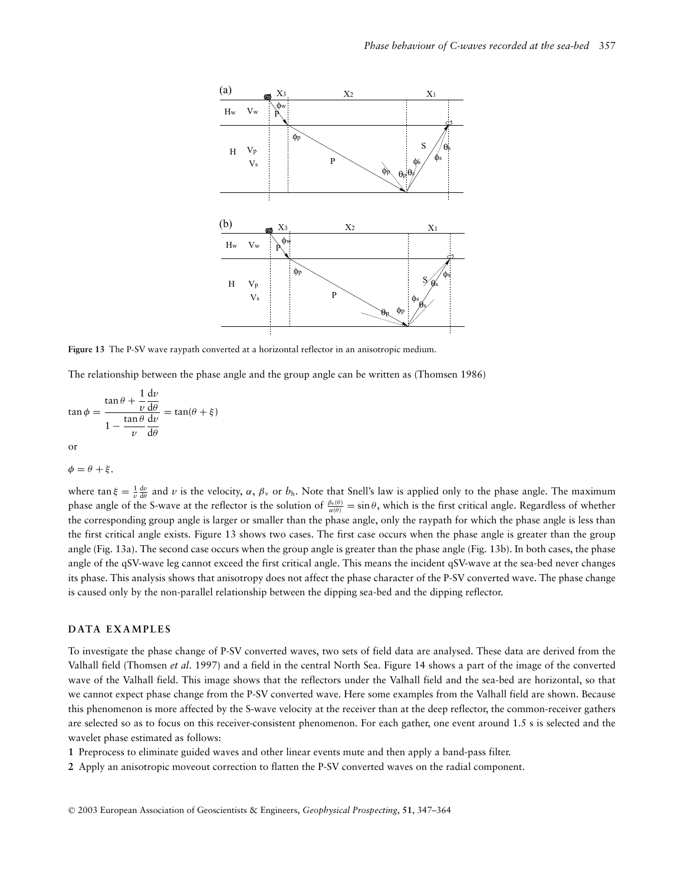**Figure 13** The P-SV wave raypath converted at a horizontal reflector in an anisotropic medium.

The relationship between the phase angle and the group angle can be written as (Thomsen 1986)

$$\tan\phi = \frac{\tan\theta + \dfrac{1}{v}\dfrac{\mathrm{d}v}{\mathrm{d}\theta}}{1 - \dfrac{\tan\theta}{v}\dfrac{\mathrm{d}v}{\mathrm{d}\theta}} = \tan(\theta + \xi)$$

or

$$\phi = \theta + \xi,$$

where $\tan\xi = \frac{1}{v}\frac{\mathrm{d}v}{\mathrm{d}\theta}$ and $v$ is the velocity, $\alpha$, $\beta_{\mathrm{v}}$ or $b_{\mathrm{h}}$. Note that Snell's law is applied only to the phase angle. The maximum phase angle of the S-wave at the reflector is the solution of $\frac{\beta_{\mathrm{v}}(\theta)}{\alpha(\theta)} = \sin\theta$, which is the first critical angle. Regardless of whether the corresponding group angle is larger or smaller than the phase angle, only the raypath for which the phase angle is less than the first critical angle exists. Figure 13 shows two cases. The first case occurs when the phase angle is greater than the group angle (Fig. 13a). The second case occurs when the group angle is greater than the phase angle (Fig. 13b). In both cases, the phase angle of the qSV-wave leg cannot exceed the first critical angle. This means the incident qSV-wave at the sea-bed never changes its phase. This analysis shows that anisotropy does not affect the phase character of the P-SV converted wave. The phase change is caused only by the non-parallel relationship between the dipping sea-bed and the dipping reflector.

## DATA EXAMPLES

To investigate the phase change of P-SV converted waves, two sets of field data are analysed. These data are derived from the Valhall field (Thomsen *et al.* 1997) and a field in the central North Sea. Figure 14 shows a part of the image of the converted wave of the Valhall field. This image shows that the reflectors under the Valhall field and the sea-bed are horizontal, so that we cannot expect phase change from the P-SV converted wave. Here some examples from the Valhall field are shown. Because this phenomenon is more affected by the S-wave velocity at the receiver than at the deep reflector, the common-receiver gathers are selected so as to focus on this receiver-consistent phenomenon. For each gather, one event around 1.5 s is selected and the wavelet phase estimated as follows:

**1** Preprocess to eliminate guided waves and other linear events mute and then apply a band-pass filter.

**2** Apply an anisotropic moveout correction to flatten the P-SV converted waves on the radial component.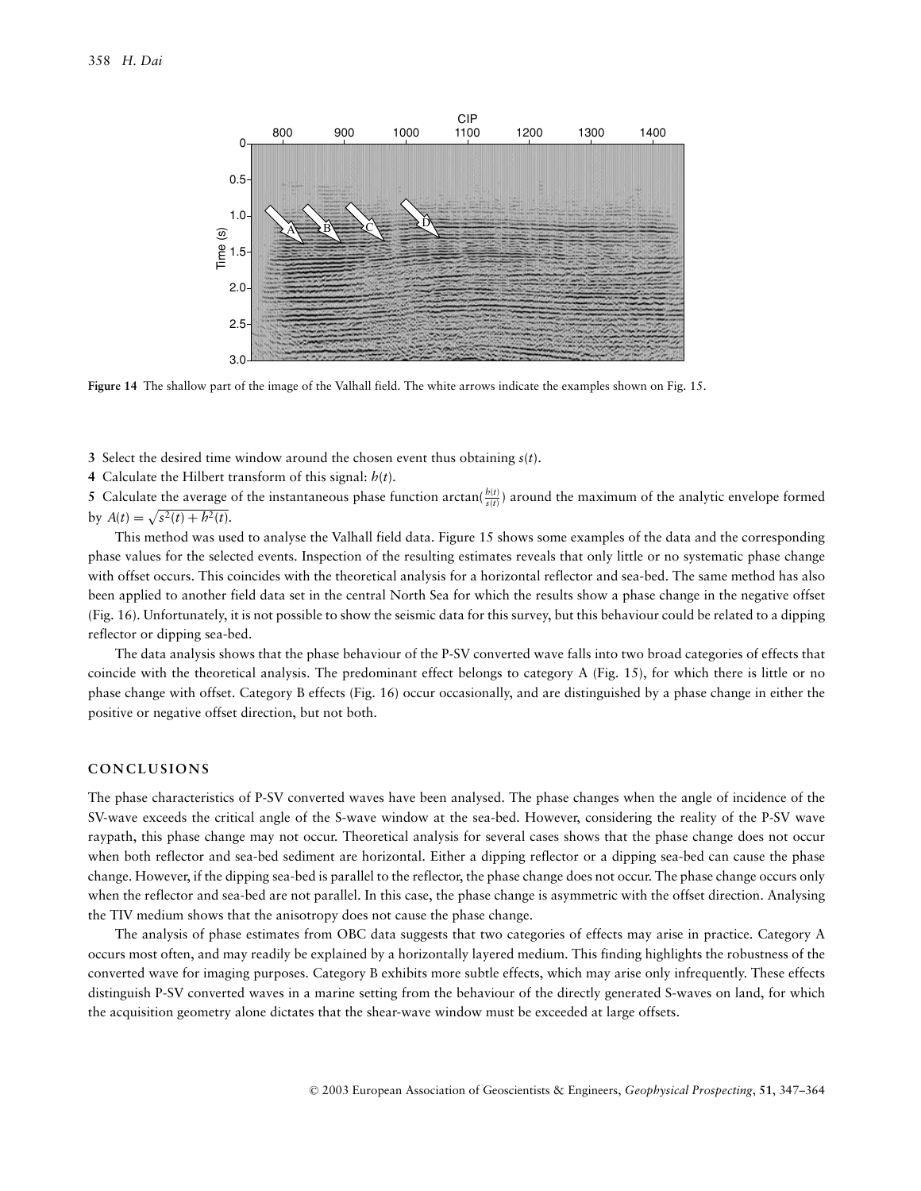Figure 14 The shallow part of the image of the Valhall field. The white arrows indicate the examples shown on Fig. 15.

**3** Select the desired time window around the chosen event thus obtaining $s(t)$.

**4** Calculate the Hilbert transform of this signal: $h(t)$.

**5** Calculate the average of the instantaneous phase function $\arctan(\frac{h(t)}{s(t)})$ around the maximum of the analytic envelope formed by $A(t) = \sqrt{s^2(t) + h^2(t)}$.

This method was used to analyse the Valhall field data. Figure 15 shows some examples of the data and the corresponding phase values for the selected events. Inspection of the resulting estimates reveals that only little or no systematic phase change with offset occurs. This coincides with the theoretical analysis for a horizontal reflector and sea-bed. The same method has also been applied to another field data set in the central North Sea for which the results show a phase change in the negative offset (Fig. 16). Unfortunately, it is not possible to show the seismic data for this survey, but this behaviour could be related to a dipping reflector or dipping sea-bed.

The data analysis shows that the phase behaviour of the P-SV converted wave falls into two broad categories of effects that coincide with the theoretical analysis. The predominant effect belongs to category A (Fig. 15), for which there is little or no phase change with offset. Category B effects (Fig. 16) occur occasionally, and are distinguished by a phase change in either the positive or negative offset direction, but not both.

## CONCLUSIONS

The phase characteristics of P-SV converted waves have been analysed. The phase changes when the angle of incidence of the SV-wave exceeds the critical angle of the S-wave window at the sea-bed. However, considering the reality of the P-SV wave raypath, this phase change may not occur. Theoretical analysis for several cases shows that the phase change does not occur when both reflector and sea-bed sediment are horizontal. Either a dipping reflector or a dipping sea-bed can cause the phase change. However, if the dipping sea-bed is parallel to the reflector, the phase change does not occur. The phase change occurs only when the reflector and sea-bed are not parallel. In this case, the phase change is asymmetric with the offset direction. Analysing the TIV medium shows that the anisotropy does not cause the phase change.

The analysis of phase estimates from OBC data suggests that two categories of effects may arise in practice. Category A occurs most often, and may readily be explained by a horizontally layered medium. This finding highlights the robustness of the converted wave for imaging purposes. Category B exhibits more subtle effects, which may arise only infrequently. These effects distinguish P-SV converted waves in a marine setting from the behaviour of the directly generated S-waves on land, for which the acquisition geometry alone dictates that the shear-wave window must be exceeded at large offsets.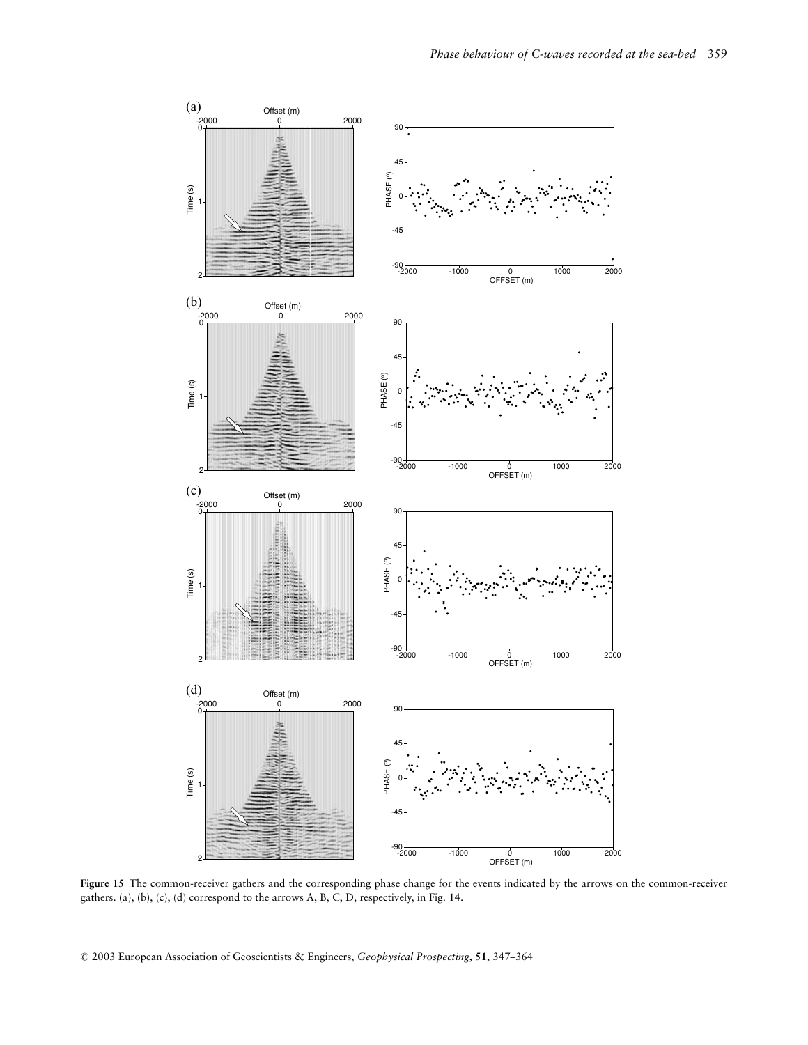**Figure 15** The common-receiver gathers and the corresponding phase change for the events indicated by the arrows on the common-receiver gathers. (a), (b), (c), (d) correspond to the arrows A, B, C, D, respectively, in Fig. 14.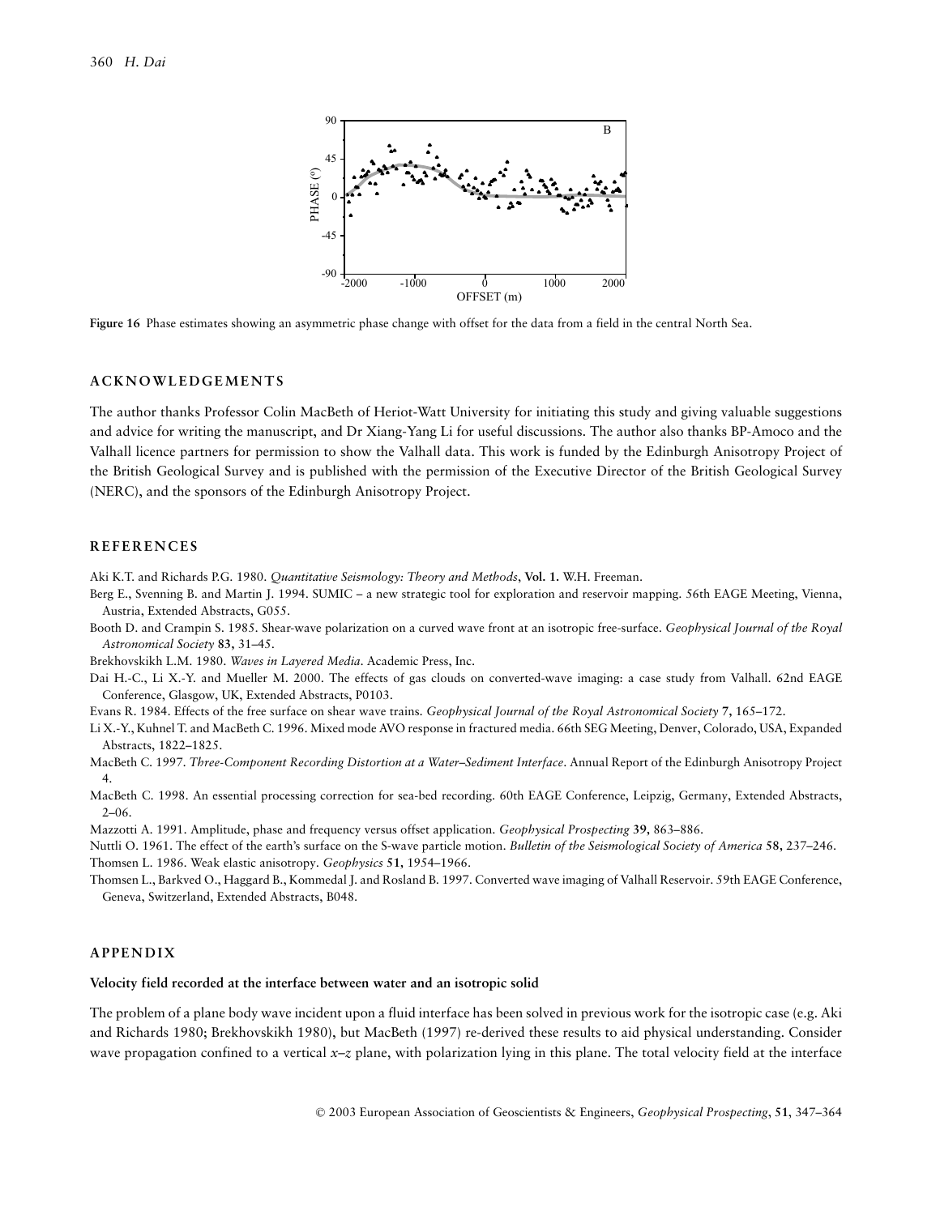**Figure 16** Phase estimates showing an asymmetric phase change with offset for the data from a field in the central North Sea.

## ACKNOWLEDGEMENTS

The author thanks Professor Colin MacBeth of Heriot-Watt University for initiating this study and giving valuable suggestions and advice for writing the manuscript, and Dr Xiang-Yang Li for useful discussions. The author also thanks BP-Amoco and the Valhall licence partners for permission to show the Valhall data. This work is funded by the Edinburgh Anisotropy Project of the British Geological Survey and is published with the permission of the Executive Director of the British Geological Survey (NERC), and the sponsors of the Edinburgh Anisotropy Project.

## REFERENCES

Aki K.T. and Richards P.G. 1980. *Quantitative Seismology: Theory and Methods*, **Vol. 1.** W.H. Freeman.

Berg E., Svenning B. and Martin J. 1994. SUMIC – a new strategic tool for exploration and reservoir mapping. 56th EAGE Meeting, Vienna, Austria, Extended Abstracts, G055.

Booth D. and Crampin S. 1985. Shear-wave polarization on a curved wave front at an isotropic free-surface. *Geophysical Journal of the Royal Astronomical Society* **83**, 31–45.

Brekhovskikh L.M. 1980. *Waves in Layered Media*. Academic Press, Inc.

Dai H.-C., Li X.-Y. and Mueller M. 2000. The effects of gas clouds on converted-wave imaging: a case study from Valhall. 62nd EAGE Conference, Glasgow, UK, Extended Abstracts, P0103.

Evans R. 1984. Effects of the free surface on shear wave trains. *Geophysical Journal of the Royal Astronomical Society* **7**, 165–172.

Li X.-Y., Kuhnel T. and MacBeth C. 1996. Mixed mode AVO response in fractured media. 66th SEG Meeting, Denver, Colorado, USA, Expanded Abstracts, 1822–1825.

MacBeth C. 1997. *Three-Component Recording Distortion at a Water–Sediment Interface*. Annual Report of the Edinburgh Anisotropy Project 4.

MacBeth C. 1998. An essential processing correction for sea-bed recording. 60th EAGE Conference, Leipzig, Germany, Extended Abstracts, 2–06.

Mazzotti A. 1991. Amplitude, phase and frequency versus offset application. *Geophysical Prospecting* **39**, 863–886.

Nuttli O. 1961. The effect of the earth's surface on the S-wave particle motion. *Bulletin of the Seismological Society of America* **58**, 237–246.

Thomsen L. 1986. Weak elastic anisotropy. *Geophysics* **51**, 1954–1966.

Thomsen L., Barkved O., Haggard B., Kommedal J. and Rosland B. 1997. Converted wave imaging of Valhall Reservoir. 59th EAGE Conference, Geneva, Switzerland, Extended Abstracts, B048.

## APPENDIX

### Velocity field recorded at the interface between water and an isotropic solid

The problem of a plane body wave incident upon a fluid interface has been solved in previous work for the isotropic case (e.g. Aki and Richards 1980; Brekhovskikh 1980), but MacBeth (1997) re-derived these results to aid physical understanding. Consider wave propagation confined to a vertical $x$–$z$ plane, with polarization lying in this plane. The total velocity field at the interface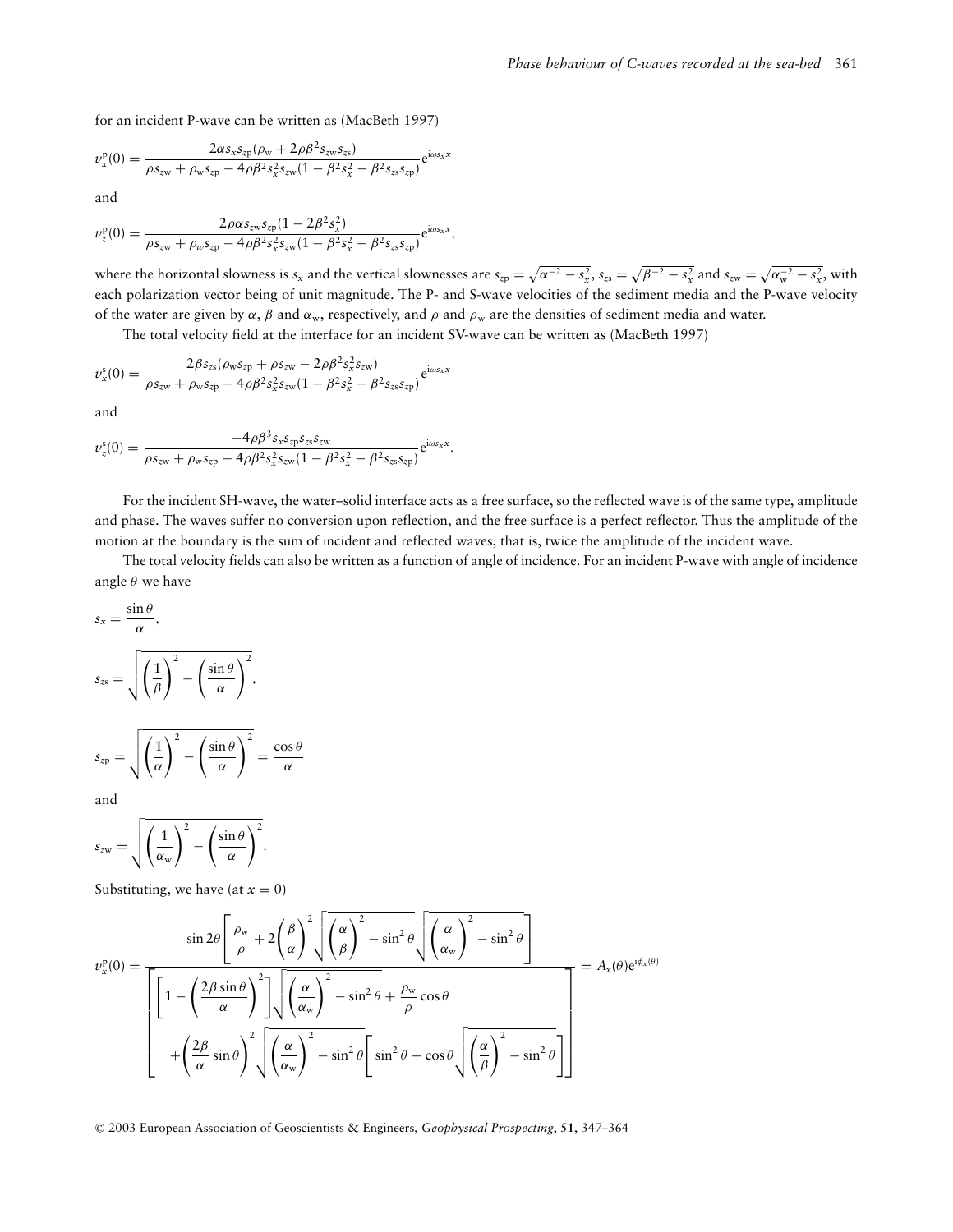for an incident P-wave can be written as (MacBeth 1997)

$$v_x^{\mathrm{p}}(0) = \frac{2\alpha s_x s_{z\mathrm{p}}(\rho_{\mathrm{w}} + 2\rho\beta^2 s_{z\mathrm{w}} s_{z\mathrm{s}})}{\rho s_{z\mathrm{w}} + \rho_{\mathrm{w}} s_{z\mathrm{p}} - 4\rho\beta^2 s_x^2 s_{z\mathrm{w}}(1 - \beta^2 s_x^2 - \beta^2 s_{z\mathrm{s}} s_{z\mathrm{p}})} \mathrm{e}^{\mathrm{i}\omega s_x x}$$

and

$$v_z^{\mathrm{p}}(0) = \frac{2\rho\alpha s_{z\mathrm{w}} s_{z\mathrm{p}}(1 - 2\beta^2 s_x^2)}{\rho s_{z\mathrm{w}} + \rho_w s_{z\mathrm{p}} - 4\rho\beta^2 s_x^2 s_{z\mathrm{w}}(1 - \beta^2 s_x^2 - \beta^2 s_{z\mathrm{s}} s_{z\mathrm{p}})} \mathrm{e}^{\mathrm{i}\omega s_x x},$$

where the horizontal slowness is $s_x$ and the vertical slownesses are $s_{z\mathrm{p}} = \sqrt{\alpha^{-2} - s_x^2}$, $s_{z\mathrm{s}} = \sqrt{\beta^{-2} - s_x^2}$ and $s_{z\mathrm{w}} = \sqrt{\alpha_{\mathrm{w}}^{-2} - s_x^2}$, with each polarization vector being of unit magnitude. The P- and S-wave velocities of the sediment media and the P-wave velocity of the water are given by $\alpha$, $\beta$ and $\alpha_{\mathrm{w}}$, respectively, and $\rho$ and $\rho_{\mathrm{w}}$ are the densities of sediment media and water.

The total velocity field at the interface for an incident SV-wave can be written as (MacBeth 1997)

$$v_x^{\mathrm{s}}(0) = \frac{2\beta s_{z\mathrm{s}}(\rho_{\mathrm{w}} s_{z\mathrm{p}} + \rho s_{z\mathrm{w}} - 2\rho\beta^2 s_x^2 s_{z\mathrm{w}})}{\rho s_{z\mathrm{w}} + \rho_{\mathrm{w}} s_{z\mathrm{p}} - 4\rho\beta^2 s_x^2 s_{z\mathrm{w}}(1 - \beta^2 s_x^2 - \beta^2 s_{z\mathrm{s}} s_{z\mathrm{p}})} \mathrm{e}^{\mathrm{i}\omega s_x x}$$

and

$$v_z^{\mathrm{s}}(0) = \frac{-4\rho\beta^3 s_x s_{z\mathrm{p}} s_{z\mathrm{s}} s_{z\mathrm{w}}}{\rho s_{z\mathrm{w}} + \rho_{\mathrm{w}} s_{z\mathrm{p}} - 4\rho\beta^2 s_x^2 s_{z\mathrm{w}}(1 - \beta^2 s_x^2 - \beta^2 s_{z\mathrm{s}} s_{z\mathrm{p}})} \mathrm{e}^{\mathrm{i}\omega s_x x}.$$

For the incident SH-wave, the water–solid interface acts as a free surface, so the reflected wave is of the same type, amplitude and phase. The waves suffer no conversion upon reflection, and the free surface is a perfect reflector. Thus the amplitude of the motion at the boundary is the sum of incident and reflected waves, that is, twice the amplitude of the incident wave.

The total velocity fields can also be written as a function of angle of incidence. For an incident P-wave with angle of incidence angle $\theta$ we have

$$s_x = \frac{\sin\theta}{\alpha},$$

$$s_{z\mathrm{s}} = \sqrt{\left(\frac{1}{\beta}\right)^2 - \left(\frac{\sin\theta}{\alpha}\right)^2},$$

$$s_{z\mathrm{p}} = \sqrt{\left(\frac{1}{\alpha}\right)^2 - \left(\frac{\sin\theta}{\alpha}\right)^2} = \frac{\cos\theta}{\alpha}$$

and

$$s_{z\mathrm{w}} = \sqrt{\left(\frac{1}{\alpha_{\mathrm{w}}}\right)^2 - \left(\frac{\sin\theta}{\alpha}\right)^2}.$$

Substituting, we have (at $x = 0$)

$$v_x^{\mathrm{p}}(0) = \frac{\sin 2\theta\left[\dfrac{\rho_{\mathrm{w}}}{\rho} + 2\left(\dfrac{\beta}{\alpha}\right)^2\sqrt{\left(\dfrac{\alpha}{\beta}\right)^2 - \sin^2\theta}\sqrt{\left(\dfrac{\alpha}{\alpha_{\mathrm{w}}}\right)^2 - \sin^2\theta}\right]}{\left[\begin{array}{l}\left[1 - \left(\dfrac{2\beta\sin\theta}{\alpha}\right)^2\right]\sqrt{\left(\dfrac{\alpha}{\alpha_{\mathrm{w}}}\right)^2 - \sin^2\theta} + \dfrac{\rho_{\mathrm{w}}}{\rho}\cos\theta \\ \quad + \left(\dfrac{2\beta}{\alpha}\sin\theta\right)^2\sqrt{\left(\dfrac{\alpha}{\alpha_{\mathrm{w}}}\right)^2 - \sin^2\theta}\left[\sin^2\theta + \cos\theta\sqrt{\left(\dfrac{\alpha}{\beta}\right)^2 - \sin^2\theta}\right]\end{array}\right]} = A_x(\theta)\mathrm{e}^{\mathrm{i}\phi_x(\theta)}$$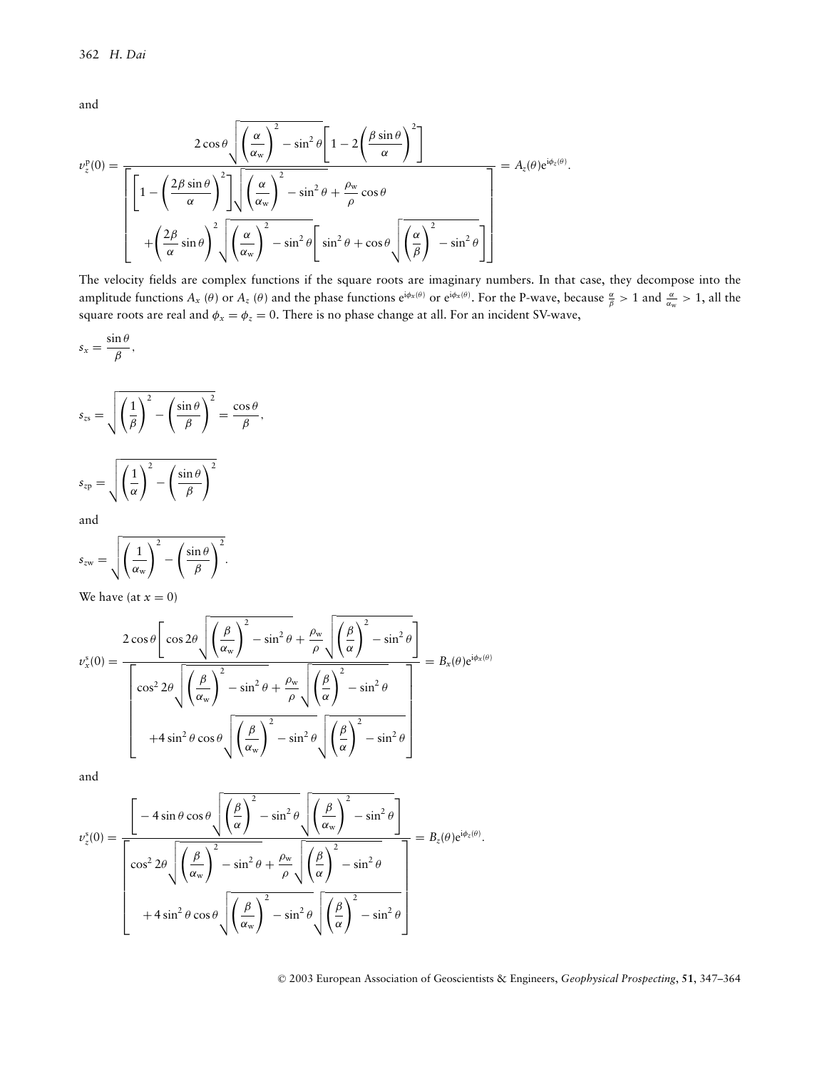and

$$v_z^{\mathrm{p}}(0) = \frac{2\cos\theta\sqrt{\left(\dfrac{\alpha}{\alpha_{\mathrm{w}}}\right)^2 - \sin^2\theta}\left[1 - 2\left(\dfrac{\beta\sin\theta}{\alpha}\right)^2\right]}{\left[\begin{array}{l}\left[1 - \left(\dfrac{2\beta\sin\theta}{\alpha}\right)^2\right]\sqrt{\left(\dfrac{\alpha}{\alpha_{\mathrm{w}}}\right)^2 - \sin^2\theta} + \dfrac{\rho_{\mathrm{w}}}{\rho}\cos\theta \\ \quad + \left(\dfrac{2\beta}{\alpha}\sin\theta\right)^2\sqrt{\left(\dfrac{\alpha}{\alpha_{\mathrm{w}}}\right)^2 - \sin^2\theta}\left[\sin^2\theta + \cos\theta\sqrt{\left(\dfrac{\alpha}{\beta}\right)^2 - \sin^2\theta}\right]\end{array}\right]} = A_z(\theta)\mathrm{e}^{\mathrm{i}\phi_z(\theta)}.$$

The velocity fields are complex functions if the square roots are imaginary numbers. In that case, they decompose into the amplitude functions $A_x(\theta)$ or $A_z(\theta)$ and the phase functions $\mathrm{e}^{\mathrm{i}\phi_x(\theta)}$ or $\mathrm{e}^{\mathrm{i}\phi_x(\theta)}$. For the P-wave, because $\frac{\alpha}{\beta} > 1$ and $\frac{\alpha}{\alpha_{\mathrm{w}}} > 1$, all the square roots are real and $\phi_x = \phi_z = 0$. There is no phase change at all. For an incident SV-wave,

$$s_x = \frac{\sin\theta}{\beta},$$

$$s_{z\mathrm{s}} = \sqrt{\left(\frac{1}{\beta}\right)^2 - \left(\frac{\sin\theta}{\beta}\right)^2} = \frac{\cos\theta}{\beta},$$

$$s_{z\mathrm{p}} = \sqrt{\left(\frac{1}{\alpha}\right)^2 - \left(\frac{\sin\theta}{\beta}\right)^2}$$

and

$$s_{z\mathrm{w}} = \sqrt{\left(\frac{1}{\alpha_{\mathrm{w}}}\right)^2 - \left(\frac{\sin\theta}{\beta}\right)^2}.$$

We have (at $x = 0$)

$$v_x^{\mathrm{s}}(0) = \frac{2\cos\theta\left[\cos 2\theta\sqrt{\left(\dfrac{\beta}{\alpha_{\mathrm{w}}}\right)^2 - \sin^2\theta} + \dfrac{\rho_{\mathrm{w}}}{\rho}\sqrt{\left(\dfrac{\beta}{\alpha}\right)^2 - \sin^2\theta}\right]}{\left[\begin{array}{l}\cos^2 2\theta\sqrt{\left(\dfrac{\beta}{\alpha_{\mathrm{w}}}\right)^2 - \sin^2\theta} + \dfrac{\rho_{\mathrm{w}}}{\rho}\sqrt{\left(\dfrac{\beta}{\alpha}\right)^2 - \sin^2\theta} \\ \quad + 4\sin^2\theta\cos\theta\sqrt{\left(\dfrac{\beta}{\alpha_{\mathrm{w}}}\right)^2 - \sin^2\theta}\sqrt{\left(\dfrac{\beta}{\alpha}\right)^2 - \sin^2\theta}\end{array}\right]} = B_x(\theta)\mathrm{e}^{\mathrm{i}\phi_x(\theta)}$$

and

$$v_z^{\mathrm{s}}(0) = \frac{\left[-4\sin\theta\cos\theta\sqrt{\left(\dfrac{\beta}{\alpha}\right)^2 - \sin^2\theta}\sqrt{\left(\dfrac{\beta}{\alpha_{\mathrm{w}}}\right)^2 - \sin^2\theta}\right]}{\left[\begin{array}{l}\cos^2 2\theta\sqrt{\left(\dfrac{\beta}{\alpha_{\mathrm{w}}}\right)^2 - \sin^2\theta} + \dfrac{\rho_{\mathrm{w}}}{\rho}\sqrt{\left(\dfrac{\beta}{\alpha}\right)^2 - \sin^2\theta} \\ \quad + 4\sin^2\theta\cos\theta\sqrt{\left(\dfrac{\beta}{\alpha_{\mathrm{w}}}\right)^2 - \sin^2\theta}\sqrt{\left(\dfrac{\beta}{\alpha}\right)^2 - \sin^2\theta}\end{array}\right]} = B_z(\theta)\mathrm{e}^{\mathrm{i}\phi_z(\theta)}.$$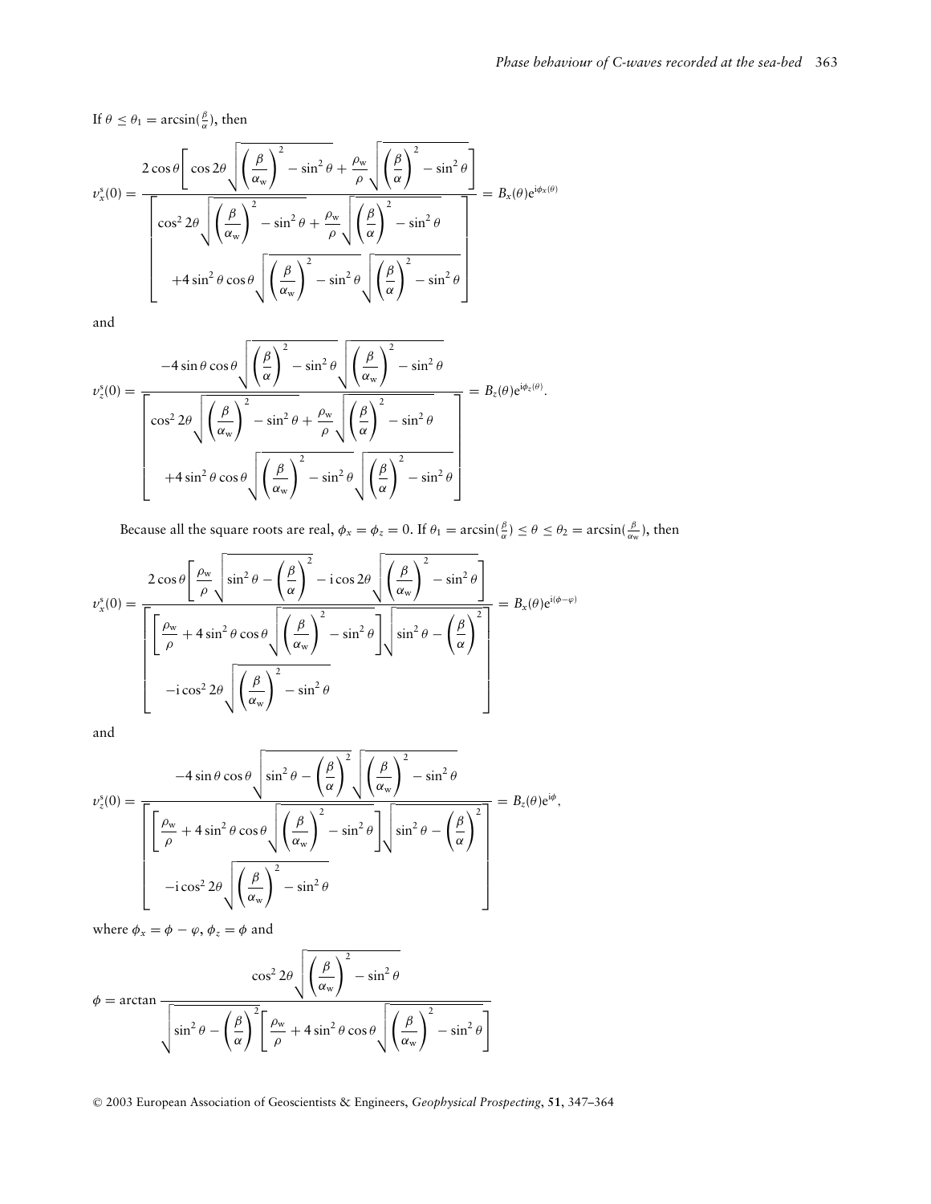If $\theta \le \theta_1 = \arcsin(\frac{\beta}{\alpha})$, then

$$v_x^s(0) = \frac{2\cos\theta\left[\cos 2\theta\sqrt{\left(\frac{\beta}{\alpha_w}\right)^2 - \sin^2\theta} + \frac{\rho_w}{\rho}\sqrt{\left(\frac{\beta}{\alpha}\right)^2 - \sin^2\theta}\right]}{\left[\begin{array}{l}\cos^2 2\theta\sqrt{\left(\frac{\beta}{\alpha_w}\right)^2 - \sin^2\theta} + \frac{\rho_w}{\rho}\sqrt{\left(\frac{\beta}{\alpha}\right)^2 - \sin^2\theta} \\ +4\sin^2\theta\cos\theta\sqrt{\left(\frac{\beta}{\alpha_w}\right)^2 - \sin^2\theta}\sqrt{\left(\frac{\beta}{\alpha}\right)^2 - \sin^2\theta}\end{array}\right]} = B_x(\theta)e^{i\phi_x(\theta)}$$

and

$$v_z^s(0) = \frac{-4\sin\theta\cos\theta\sqrt{\left(\frac{\beta}{\alpha}\right)^2 - \sin^2\theta}\sqrt{\left(\frac{\beta}{\alpha_w}\right)^2 - \sin^2\theta}}{\left[\begin{array}{l}\cos^2 2\theta\sqrt{\left(\frac{\beta}{\alpha_w}\right)^2 - \sin^2\theta} + \frac{\rho_w}{\rho}\sqrt{\left(\frac{\beta}{\alpha}\right)^2 - \sin^2\theta} \\ +4\sin^2\theta\cos\theta\sqrt{\left(\frac{\beta}{\alpha_w}\right)^2 - \sin^2\theta}\sqrt{\left(\frac{\beta}{\alpha}\right)^2 - \sin^2\theta}\end{array}\right]} = B_z(\theta)e^{i\phi_z(\theta)}.$$

Because all the square roots are real, $\phi_x = \phi_z = 0$. If $\theta_1 = \arcsin(\frac{\beta}{\alpha}) \le \theta \le \theta_2 = \arcsin(\frac{\beta}{\alpha_w})$, then

$$v_x^s(0) = \frac{2\cos\theta\left[\frac{\rho_w}{\rho}\sqrt{\sin^2\theta - \left(\frac{\beta}{\alpha}\right)^2} - i\cos 2\theta\sqrt{\left(\frac{\beta}{\alpha_w}\right)^2 - \sin^2\theta}\right]}{\left[\begin{array}{l}\left[\frac{\rho_w}{\rho} + 4\sin^2\theta\cos\theta\sqrt{\left(\frac{\beta}{\alpha_w}\right)^2 - \sin^2\theta}\right]\sqrt{\sin^2\theta - \left(\frac{\beta}{\alpha}\right)^2} \\ -i\cos^2 2\theta\sqrt{\left(\frac{\beta}{\alpha_w}\right)^2 - \sin^2\theta}\end{array}\right]} = B_x(\theta)e^{i(\phi-\varphi)}$$

and

$$v_z^s(0) = \frac{-4\sin\theta\cos\theta\sqrt{\sin^2\theta - \left(\frac{\beta}{\alpha}\right)^2}\sqrt{\left(\frac{\beta}{\alpha_w}\right)^2 - \sin^2\theta}}{\left[\begin{array}{l}\left[\frac{\rho_w}{\rho} + 4\sin^2\theta\cos\theta\sqrt{\left(\frac{\beta}{\alpha_w}\right)^2 - \sin^2\theta}\right]\sqrt{\sin^2\theta - \left(\frac{\beta}{\alpha}\right)^2} \\ -i\cos^2 2\theta\sqrt{\left(\frac{\beta}{\alpha_w}\right)^2 - \sin^2\theta}\end{array}\right]} = B_z(\theta)e^{i\phi},$$

where $\phi_x = \phi - \varphi$, $\phi_z = \phi$ and

$$\phi = \arctan\frac{\cos^2 2\theta\sqrt{\left(\frac{\beta}{\alpha_w}\right)^2 - \sin^2\theta}}{\sqrt{\sin^2\theta - \left(\frac{\beta}{\alpha}\right)^2}\left[\frac{\rho_w}{\rho} + 4\sin^2\theta\cos\theta\sqrt{\left(\frac{\beta}{\alpha_w}\right)^2 - \sin^2\theta}\right]}$$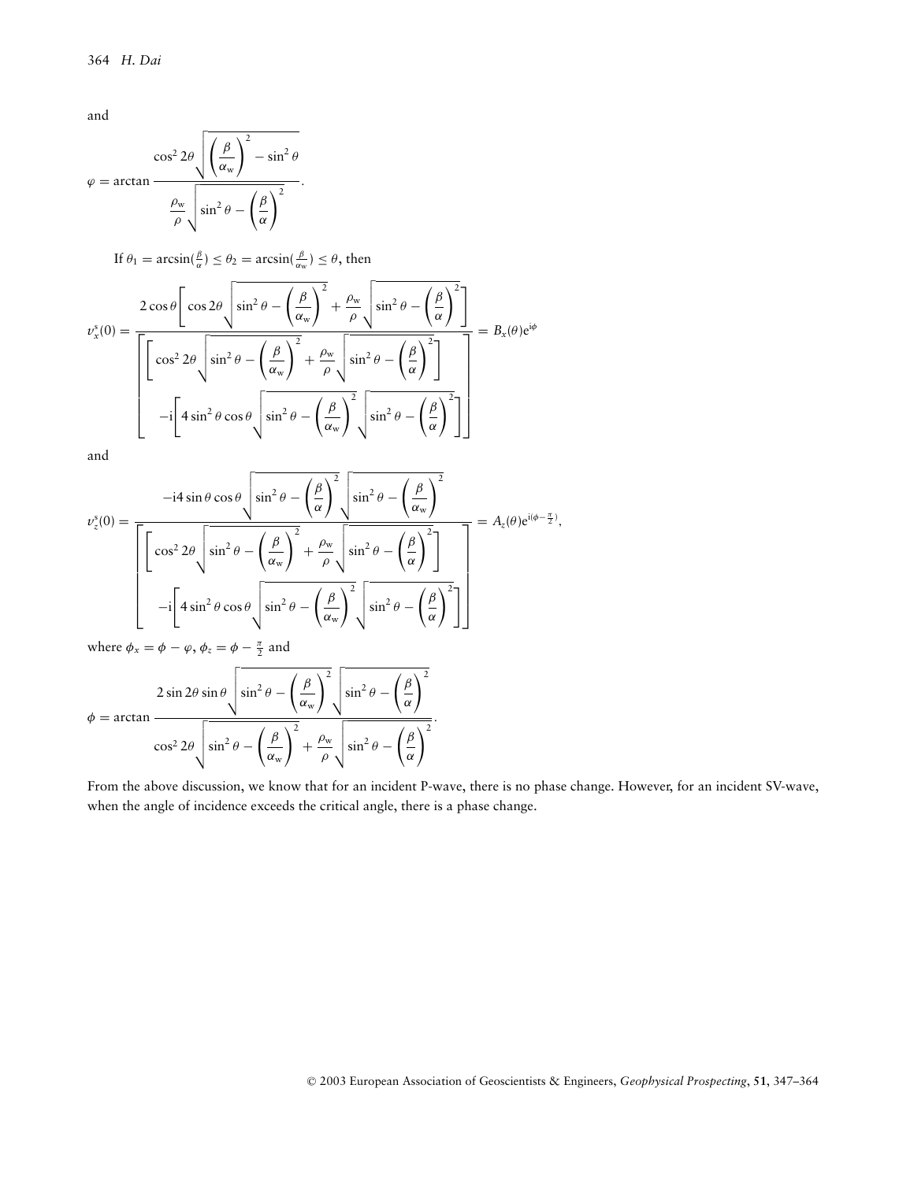and

$$\varphi = \arctan \frac{\cos^2 2\theta \sqrt{\left(\frac{\beta}{\alpha_{\mathrm{w}}}\right)^2 - \sin^2 \theta}}{\frac{\rho_{\mathrm{w}}}{\rho} \sqrt{\sin^2 \theta - \left(\frac{\beta}{\alpha}\right)^2}}.$$

If $\theta_1 = \arcsin(\frac{\beta}{\alpha}) \leq \theta_2 = \arcsin(\frac{\beta}{\alpha_{\mathrm{w}}}) \leq \theta$, then

$$v_x^s(0) = \frac{2\cos\theta \left[\cos 2\theta \sqrt{\sin^2\theta - \left(\frac{\beta}{\alpha_{\mathrm{w}}}\right)^2} + \frac{\rho_{\mathrm{w}}}{\rho}\sqrt{\sin^2\theta - \left(\frac{\beta}{\alpha}\right)^2}\right]}{\left[\begin{array}{l} \left[\cos^2 2\theta \sqrt{\sin^2\theta - \left(\frac{\beta}{\alpha_{\mathrm{w}}}\right)^2} + \frac{\rho_{\mathrm{w}}}{\rho}\sqrt{\sin^2\theta - \left(\frac{\beta}{\alpha}\right)^2}\right] \\ -\mathrm{i}\left[4\sin^2\theta\cos\theta\sqrt{\sin^2\theta - \left(\frac{\beta}{\alpha_{\mathrm{w}}}\right)^2}\sqrt{\sin^2\theta - \left(\frac{\beta}{\alpha}\right)^2}\right] \end{array}\right]} = B_x(\theta)\mathrm{e}^{\mathrm{i}\phi}$$

and

$$v_z^s(0) = \frac{-\mathrm{i}4\sin\theta\cos\theta\sqrt{\sin^2\theta - \left(\frac{\beta}{\alpha}\right)^2}\sqrt{\sin^2\theta - \left(\frac{\beta}{\alpha_{\mathrm{w}}}\right)^2}}{\left[\begin{array}{l} \left[\cos^2 2\theta \sqrt{\sin^2\theta - \left(\frac{\beta}{\alpha_{\mathrm{w}}}\right)^2} + \frac{\rho_{\mathrm{w}}}{\rho}\sqrt{\sin^2\theta - \left(\frac{\beta}{\alpha}\right)^2}\right] \\ -\mathrm{i}\left[4\sin^2\theta\cos\theta\sqrt{\sin^2\theta - \left(\frac{\beta}{\alpha_{\mathrm{w}}}\right)^2}\sqrt{\sin^2\theta - \left(\frac{\beta}{\alpha}\right)^2}\right] \end{array}\right]} = A_z(\theta)\mathrm{e}^{\mathrm{i}(\phi - \frac{\pi}{2})},$$

where $\phi_x = \phi - \varphi$, $\phi_z = \phi - \frac{\pi}{2}$ and

$$\phi = \arctan \frac{2\sin 2\theta \sin\theta \sqrt{\sin^2\theta - \left(\frac{\beta}{\alpha_{\mathrm{w}}}\right)^2}\sqrt{\sin^2\theta - \left(\frac{\beta}{\alpha}\right)^2}}{\cos^2 2\theta \sqrt{\sin^2\theta - \left(\frac{\beta}{\alpha_{\mathrm{w}}}\right)^2} + \frac{\rho_{\mathrm{w}}}{\rho}\sqrt{\sin^2\theta - \left(\frac{\beta}{\alpha}\right)^2}}.$$

From the above discussion, we know that for an incident P-wave, there is no phase change. However, for an incident SV-wave, when the angle of incidence exceeds the critical angle, there is a phase change.